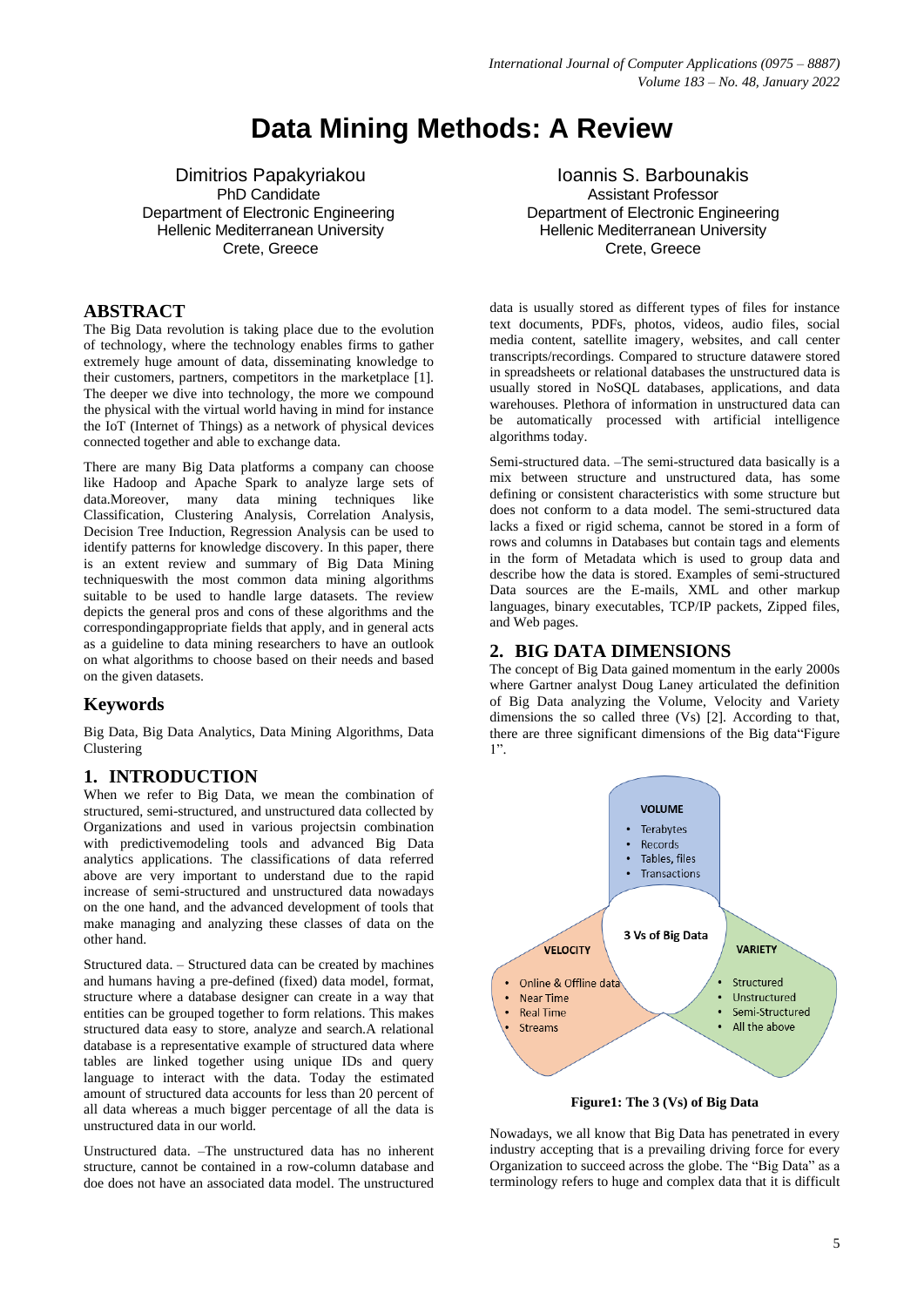# Data Mining Methods: A Review

Dimitrios Papakyriakou
PhD Candidate
Department of Electronic Engineering
Hellenic Mediterranean University
Crete, Greece

Ioannis S. Barbounakis
Assistant Professor
Department of Electronic Engineering
Hellenic Mediterranean University
Crete, Greece

## ABSTRACT

The Big Data revolution is taking place due to the evolution of technology, where the technology enables firms to gather extremely huge amount of data, disseminating knowledge to their customers, partners, competitors in the marketplace [1]. The deeper we dive into technology, the more we compound the physical with the virtual world having in mind for instance the IoT (Internet of Things) as a network of physical devices connected together and able to exchange data.

There are many Big Data platforms a company can choose like Hadoop and Apache Spark to analyze large sets of data.Moreover, many data mining techniques like Classification, Clustering Analysis, Correlation Analysis, Decision Tree Induction, Regression Analysis can be used to identify patterns for knowledge discovery. In this paper, there is an extent review and summary of Big Data Mining techniqueswith the most common data mining algorithms suitable to be used to handle large datasets. The review depicts the general pros and cons of these algorithms and the correspondingappropriate fields that apply, and in general acts as a guideline to data mining researchers to have an outlook on what algorithms to choose based on their needs and based on the given datasets.

## Keywords

Big Data, Big Data Analytics, Data Mining Algorithms, Data Clustering

## 1. INTRODUCTION

When we refer to Big Data, we mean the combination of structured, semi-structured, and unstructured data collected by Organizations and used in various projectsin combination with predictivemodeling tools and advanced Big Data analytics applications. The classifications of data referred above are very important to understand due to the rapid increase of semi-structured and unstructured data nowadays on the one hand, and the advanced development of tools that make managing and analyzing these classes of data on the other hand.

Structured data. – Structured data can be created by machines and humans having a pre-defined (fixed) data model, format, structure where a database designer can create in a way that entities can be grouped together to form relations. This makes structured data easy to store, analyze and search.A relational database is a representative example of structured data where tables are linked together using unique IDs and query language to interact with the data. Today the estimated amount of structured data accounts for less than 20 percent of all data whereas a much bigger percentage of all the data is unstructured data in our world.

Unstructured data. –The unstructured data has no inherent structure, cannot be contained in a row-column database and doe does not have an associated data model. The unstructured data is usually stored as different types of files for instance text documents, PDFs, photos, videos, audio files, social media content, satellite imagery, websites, and call center transcripts/recordings. Compared to structure datawere stored in spreadsheets or relational databases the unstructured data is usually stored in NoSQL databases, applications, and data warehouses. Plethora of information in unstructured data can be automatically processed with artificial intelligence algorithms today.

Semi-structured data. –The semi-structured data basically is a mix between structure and unstructured data, has some defining or consistent characteristics with some structure but does not conform to a data model. The semi-structured data lacks a fixed or rigid schema, cannot be stored in a form of rows and columns in Databases but contain tags and elements in the form of Metadata which is used to group data and describe how the data is stored. Examples of semi-structured Data sources are the E-mails, XML and other markup languages, binary executables, TCP/IP packets, Zipped files, and Web pages.

## 2. BIG DATA DIMENSIONS

The concept of Big Data gained momentum in the early 2000s where Gartner analyst Doug Laney articulated the definition of Big Data analyzing the Volume, Velocity and Variety dimensions the so called three (Vs) [2]. According to that, there are three significant dimensions of the Big data"Figure 1".

VOLUME
- Terabytes
- Records
- Tables, files
- Transactions

3 Vs of Big Data

VELOCITY
- Online & Offline data
- Near Time
- Real Time
- Streams

VARIETY
- Structured
- Unstructured
- Semi-Structured
- All the above

**Figure1: The 3 (Vs) of Big Data**

Nowadays, we all know that Big Data has penetrated in every industry accepting that is a prevailing driving force for every Organization to succeed across the globe. The "Big Data" as a terminology refers to huge and complex data that it is difficult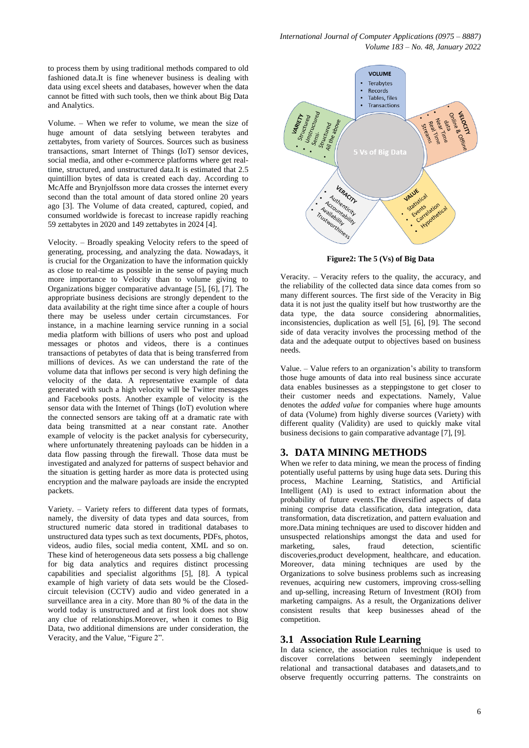to process them by using traditional methods compared to old fashioned data.It is fine whenever business is dealing with data using excel sheets and databases, however when the data cannot be fitted with such tools, then we think about Big Data and Analytics.

Volume. – When we refer to volume, we mean the size of huge amount of data setslying between terabytes and zettabytes, from variety of Sources. Sources such as business transactions, smart Internet of Things (IoT) sensor devices, social media, and other e-commerce platforms where get real-time, structured, and unstructured data.It is estimated that 2.5 quintillion bytes of data is created each day. According to McAffe and Brynjolfsson more data crosses the internet every second than the total amount of data stored online 20 years ago [3]. The Volume of data created, captured, copied, and consumed worldwide is forecast to increase rapidly reaching 59 zettabytes in 2020 and 149 zettabytes in 2024 [4].

Velocity. – Broadly speaking Velocity refers to the speed of generating, processing, and analyzing the data. Nowadays, it is crucial for the Organization to have the information quickly as close to real-time as possible in the sense of paying much more importance to Velocity than to volume giving to Organizations bigger comparative advantage [5], [6], [7]. The appropriate business decisions are strongly dependent to the data availability at the right time since after a couple of hours there may be useless under certain circumstances. For instance, in a machine learning service running in a social media platform with billions of users who post and upload messages or photos and videos, there is a continues transactions of petabytes of data that is being transferred from millions of devices. As we can understand the rate of the volume data that inflows per second is very high defining the velocity of the data. A representative example of data generated with such a high velocity will be Twitter messages and Facebooks posts. Another example of velocity is the sensor data with the Internet of Things (IoT) evolution where the connected sensors are taking off at a dramatic rate with data being transmitted at a near constant rate. Another example of velocity is the packet analysis for cybersecurity, where unfortunately threatening payloads can be hidden in a data flow passing through the firewall. Those data must be investigated and analyzed for patterns of suspect behavior and the situation is getting harder as more data is protected using encryption and the malware payloads are inside the encrypted packets.

Variety. – Variety refers to different data types of formats, namely, the diversity of data types and data sources, from structured numeric data stored in traditional databases to unstructured data types such as text documents, PDFs, photos, videos, audio files, social media content, XML and so on. These kind of heterogeneous data sets possess a big challenge for big data analytics and requires distinct processing capabilities and specialist algorithms [5], [8]. A typical example of high variety of data sets would be the Closed-circuit television (CCTV) audio and video generated in a surveillance area in a city. More than 80 % of the data in the world today is unstructured and at first look does not show any clue of relationships.Moreover, when it comes to Big Data, two additional dimensions are under consideration, the Veracity, and the Value, "Figure 2".

**Figure2: The 5 (Vs) of Big Data**

Veracity. – Veracity refers to the quality, the accuracy, and the reliability of the collected data since data comes from so many different sources. The first side of the Veracity in Big data it is not just the quality itself but how trustworthy are the data type, the data source considering abnormalities, inconsistencies, duplication as well [5], [6], [9]. The second side of data veracity involves the processing method of the data and the adequate output to objectives based on business needs.

Value. – Value refers to an organization's ability to transform those huge amounts of data into real business since accurate data enables businesses as a steppingstone to get closer to their customer needs and expectations. Namely, Value denotes the *added value* for companies where huge amounts of data (Volume) from highly diverse sources (Variety) with different quality (Validity) are used to quickly make vital business decisions to gain comparative advantage [7], [9].

## 3. DATA MINING METHODS

When we refer to data mining, we mean the process of finding potentially useful patterns by using huge data sets. During this process, Machine Learning, Statistics, and Artificial Intelligent (AI) is used to extract information about the probability of future events.The diversified aspects of data mining comprise data classification, data integration, data transformation, data discretization, and pattern evaluation and more.Data mining techniques are used to discover hidden and unsuspected relationships amongst the data and used for marketing, sales, fraud detection, scientific discoveries,product development, healthcare, and education. Moreover, data mining techniques are used by the Organizations to solve business problems such as increasing revenues, acquiring new customers, improving cross-selling and up-selling, increasing Return of Investment (ROI) from marketing campaigns. As a result, the Organizations deliver consistent results that keep businesses ahead of the competition.

### 3.1 Association Rule Learning

In data science, the association rules technique is used to discover correlations between seemingly independent relational and transactional databases and datasets,and to observe frequently occurring patterns. The constraints on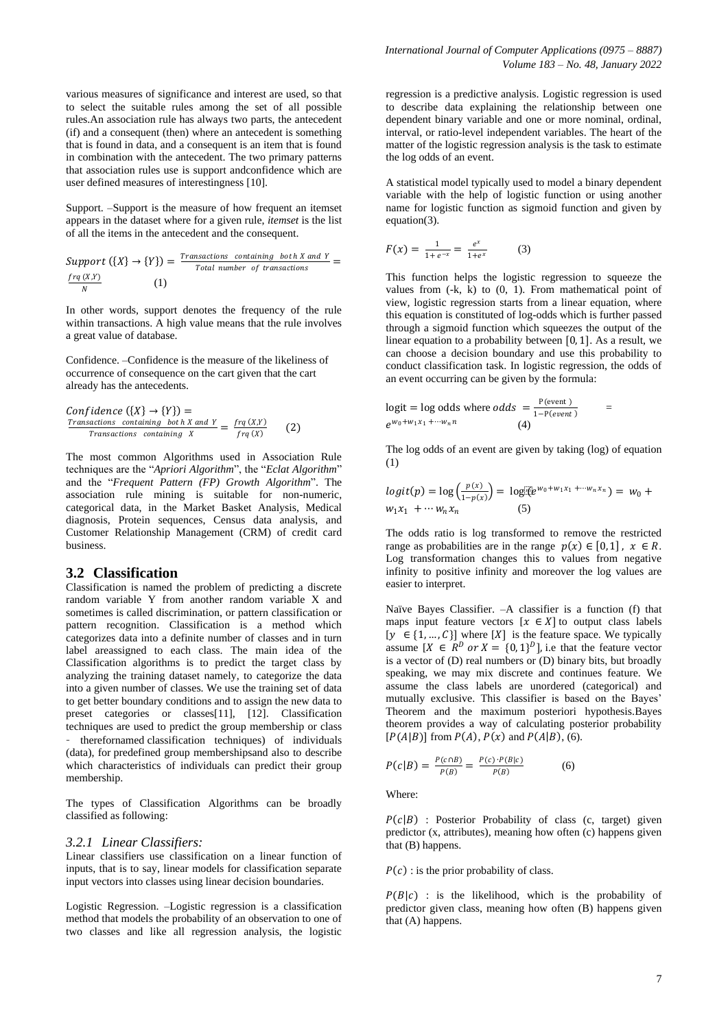various measures of significance and interest are used, so that to select the suitable rules among the set of all possible rules.An association rule has always two parts, the antecedent (if) and a consequent (then) where an antecedent is something that is found in data, and a consequent is an item that is found in combination with the antecedent. The two primary patterns that association rules use is support andconfidence which are user defined measures of interestingness [10].

Support. –Support is the measure of how frequent an itemset appears in the dataset where for a given rule, *itemset* is the list of all the items in the antecedent and the consequent.

$$Support\ (\{X\} \rightarrow \{Y\}) = \frac{Transactions\ \ containing\ \ both\ X\ and\ Y}{Total\ number\ \ of\ transactions} = \frac{frq\ (X,Y)}{N} \quad (1)$$

In other words, support denotes the frequency of the rule within transactions. A high value means that the rule involves a great value of database.

Confidence. –Confidence is the measure of the likeliness of occurrence of consequence on the cart given that the cart already has the antecedents.

$$Confidence\ (\{X\} \rightarrow \{Y\}) = \frac{Transactions\ \ containing\ \ both\ X\ and\ Y}{Transactions\ \ containing\ \ X} = \frac{frq\ (X,Y)}{frq\ (X)} \quad (2)$$

The most common Algorithms used in Association Rule techniques are the "*Apriori Algorithm*", the "*Eclat Algorithm*" and the "*Frequent Pattern (FP) Growth Algorithm*". The association rule mining is suitable for non-numeric, categorical data, in the Market Basket Analysis, Medical diagnosis, Protein sequences, Census data analysis, and Customer Relationship Management (CRM) of credit card business.

## 3.2 Classification

Classification is named the problem of predicting a discrete random variable Y from another random variable X and sometimes is called discrimination, or pattern classification or pattern recognition. Classification is a method which categorizes data into a definite number of classes and in turn label areassigned to each class. The main idea of the Classification algorithms is to predict the target class by analyzing the training dataset namely, to categorize the data into a given number of classes. We use the training set of data to get better boundary conditions and to assign the new data to preset categories or classes[11], [12]. Classification techniques are used to predict the group membership or class - thereforenamed classification techniques) of individuals (data), for predefined group membershipsand also to describe which characteristics of individuals can predict their group membership.

The types of Classification Algorithms can be broadly classified as following:

### *3.2.1 Linear Classifiers:*

Linear classifiers use classification on a linear function of inputs, that is to say, linear models for classification separate input vectors into classes using linear decision boundaries.

Logistic Regression. –Logistic regression is a classification method that models the probability of an observation to one of two classes and like all regression analysis, the logistic regression is a predictive analysis. Logistic regression is used to describe data explaining the relationship between one dependent binary variable and one or more nominal, ordinal, interval, or ratio-level independent variables. The heart of the matter of the logistic regression analysis is the task to estimate the log odds of an event.

A statistical model typically used to model a binary dependent variable with the help of logistic function or using another name for logistic function as sigmoid function and given by equation(3).

$$F(x) = \frac{1}{1+e^{-x}} = \frac{e^x}{1+e^x} \quad (3)$$

This function helps the logistic regression to squeeze the values from (-k, k) to (0, 1). From mathematical point of view, logistic regression starts from a linear equation, where this equation is constituted of log-odds which is further passed through a sigmoid function which squeezes the output of the linear equation to a probability between $[0, 1]$. As a result, we can choose a decision boundary and use this probability to conduct classification task. In logistic regression, the odds of an event occurring can be given by the formula:

$$\text{logit} = \text{log odds where } odds = \frac{\text{P(event)}}{1-\text{P}(event)} = e^{w_0+w_1x_1+\cdots w_n n} \quad (4)$$

The log odds of an event are given by taking (log) of equation (1)

$$logit(p) = \log\left(\frac{p(x)}{1-p(x)}\right) = \log(e^{w_0+w_1x_1+\cdots w_nx_n}) = w_0 + w_1x_1 + \cdots w_nx_n \quad (5)$$

The odds ratio is log transformed to remove the restricted range as probabilities are in the range $p(x) \in [0,1]$, $x \in R$. Log transformation changes this to values from negative infinity to positive infinity and moreover the log values are easier to interpret.

Naïve Bayes Classifier. –A classifier is a function (f) that maps input feature vectors $[x \in X]$ to output class labels $[y \in \{1, \ldots, C\}]$ where $[X]$ is the feature space. We typically assume $[X \in R^D \ or\ X = \{0,1\}^D]$, i.e that the feature vector is a vector of (D) real numbers or (D) binary bits, but broadly speaking, we may mix discrete and continues feature. We assume the class labels are unordered (categorical) and mutually exclusive. This classifier is based on the Bayes' Theorem and the maximum posteriori hypothesis.Bayes theorem provides a way of calculating posterior probability $[P(A|B)]$ from $P(A)$, $P(x)$ and $P(A|B)$, (6).

$$P(c|B) = \frac{P(c \cap B)}{P(B)} = \frac{P(c) \cdot P(B|c)}{P(B)} \quad (6)$$

Where:

$P(c|B)$ : Posterior Probability of class (c, target) given predictor (x, attributes), meaning how often (c) happens given that (B) happens.

$P(c)$ : is the prior probability of class.

$P(B|c)$ : is the likelihood, which is the probability of predictor given class, meaning how often (B) happens given that (A) happens.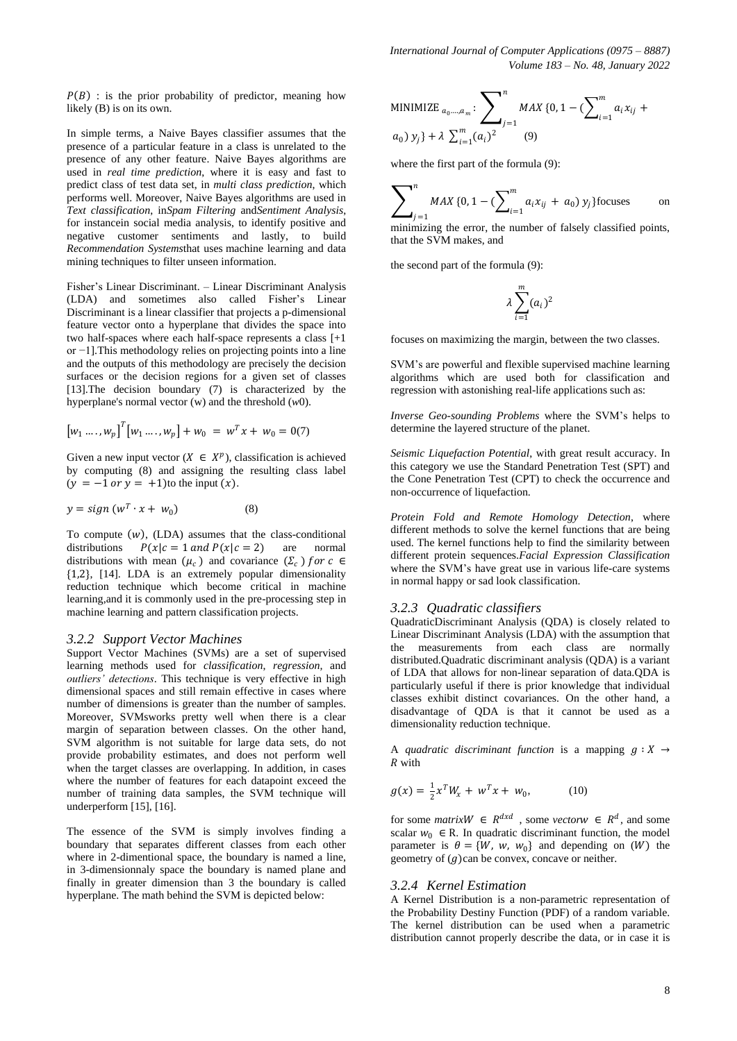$P(B)$ : is the prior probability of predictor, meaning how likely (B) is on its own.

In simple terms, a Naive Bayes classifier assumes that the presence of a particular feature in a class is unrelated to the presence of any other feature. Naive Bayes algorithms are used in *real time prediction*, where it is easy and fast to predict class of test data set, in *multi class prediction*, which performs well. Moreover, Naive Bayes algorithms are used in *Text classification*, in*Spam Filtering* and*Sentiment Analysis*, for instancein social media analysis, to identify positive and negative customer sentiments and lastly, to build *Recommendation Systems*that uses machine learning and data mining techniques to filter unseen information.

Fisher's Linear Discriminant. – Linear Discriminant Analysis (LDA) and sometimes also called Fisher's Linear Discriminant is a linear classifier that projects a p-dimensional feature vector onto a hyperplane that divides the space into two half-spaces where each half-space represents a class [+1 or −1].This methodology relies on projecting points into a line and the outputs of this methodology are precisely the decision surfaces or the decision regions for a given set of classes [13].The decision boundary (7) is characterized by the hyperplane's normal vector (w) and the threshold ($w0$).

$$[w_1 \dots, w_p]^T [w_1 \dots, w_p] + w_0 = w^T x + w_0 = 0 \quad (7)$$

Given a new input vector ($X \in X^p$), classification is achieved by computing (8) and assigning the resulting class label ($y = -1$ $or$ $y = +1$)to the input ($x$).

$$y = sign\ (w^T \cdot x + w_0) \qquad (8)$$

To compute ($w$), (LDA) assumes that the class-conditional distributions $P(x|c = 1\ and\ P(x|c = 2)$ are normal distributions with mean ($\mu_c$) and covariance ($\Sigma_c$) $for\ c \in \{1,2\}$, [14]. LDA is an extremely popular dimensionality reduction technique which become critical in machine learning,and it is commonly used in the pre-processing step in machine learning and pattern classification projects.

### 3.2.2 Support Vector Machines

Support Vector Machines (SVMs) are a set of supervised learning methods used for *classification*, *regression*, and *outliers' detections*. This technique is very effective in high dimensional spaces and still remain effective in cases where number of dimensions is greater than the number of samples. Moreover, SVMsworks pretty well when there is a clear margin of separation between classes. On the other hand, SVM algorithm is not suitable for large data sets, do not provide probability estimates, and does not perform well when the target classes are overlapping. In addition, in cases where the number of features for each datapoint exceed the number of training data samples, the SVM technique will underperform [15], [16].

The essence of the SVM is simply involves finding a boundary that separates different classes from each other where in 2-dimentional space, the boundary is named a line, in 3-dimensionnaly space the boundary is named plane and finally in greater dimension than 3 the boundary is called hyperplane. The math behind the SVM is depicted below:

$$\text{MINIMIZE}_{\ a_0,\dots,a_m} : \sum_{j=1}^{n} MAX\ \{0, 1 - (\sum_{i=1}^{m} a_i x_{ij} + a_0)\ y_j\} + \lambda \sum_{i=1}^{m} (a_i)^2 \qquad (9)$$

where the first part of the formula (9):

$$\sum_{j=1}^{n} MAX\ \{0, 1 - (\sum_{i=1}^{m} a_i x_{ij} + a_0)\ y_j\}$$

focuses on minimizing the error, the number of falsely classified points, that the SVM makes, and

the second part of the formula (9):

$$\lambda \sum_{i=1}^{m} (a_i)^2$$

focuses on maximizing the margin, between the two classes.

SVM's are powerful and flexible supervised machine learning algorithms which are used both for classification and regression with astonishing real-life applications such as:

*Inverse Geo-sounding Problems* where the SVM's helps to determine the layered structure of the planet.

*Seismic Liquefaction Potential*, with great result accuracy. In this category we use the Standard Penetration Test (SPT) and the Cone Penetration Test (CPT) to check the occurrence and non-occurrence of liquefaction.

*Protein Fold and Remote Homology Detection*, where different methods to solve the kernel functions that are being used. The kernel functions help to find the similarity between different protein sequences.*Facial Expression Classification* where the SVM's have great use in various life-care systems in normal happy or sad look classification.

### 3.2.3 Quadratic classifiers

QuadraticDiscriminant Analysis (QDA) is closely related to Linear Discriminant Analysis (LDA) with the assumption that the measurements from each class are normally distributed.Quadratic discriminant analysis (QDA) is a variant of LDA that allows for non-linear separation of data.QDA is particularly useful if there is prior knowledge that individual classes exhibit distinct covariances. On the other hand, a disadvantage of QDA is that it cannot be used as a dimensionality reduction technique.

A *quadratic discriminant function* is a mapping $g : X \to R$ with

$$g(x) = \tfrac{1}{2} x^T W_x + w^T x + w_0, \qquad (10)$$

for some *matrix*$W \in R^{dxd}$ , some *vector*$w \in R^d$, and some scalar $w_0 \in$ R. In quadratic discriminant function, the model parameter is $\theta = \{W, w, w_0\}$ and depending on ($W$) the geometry of ($g$)can be convex, concave or neither.

### 3.2.4 Kernel Estimation

A Kernel Distribution is a non-parametric representation of the Probability Destiny Function (PDF) of a random variable. The kernel distribution can be used when a parametric distribution cannot properly describe the data, or in case it is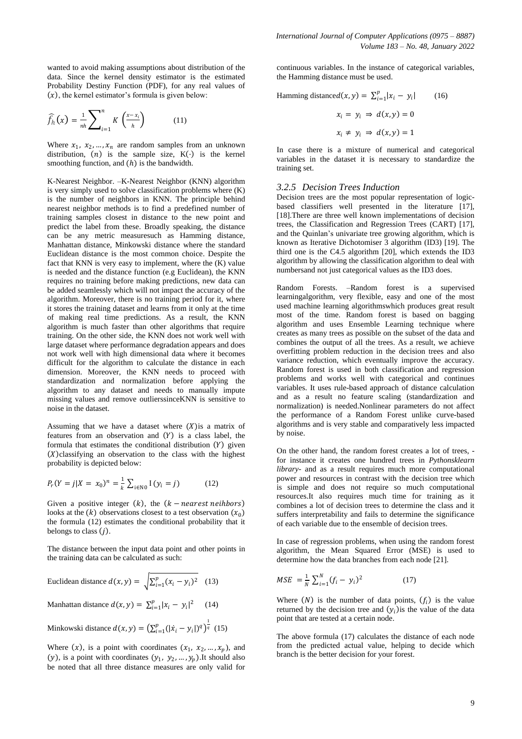wanted to avoid making assumptions about distribution of the data. Since the kernel density estimator is the estimated Probability Destiny Function (PDF), for any real values of $(x)$, the kernel estimator's formula is given below:

$$\widehat{f_h}(x) = \frac{1}{nh}\sum_{i=1}^{n} K\left(\frac{x-x_i}{h}\right) \quad (11)$$

Where $x_1, x_2, \ldots, x_n$ are random samples from an unknown distribution, $(n)$ is the sample size, $K(\cdot)$ is the kernel smoothing function, and $(h)$ is the bandwidth.

K-Nearest Neighbor. –K-Nearest Neighbor (KNN) algorithm is very simply used to solve classification problems where (K) is the number of neighbors in KNN. The principle behind nearest neighbor methods is to find a predefined number of training samples closest in distance to the new point and predict the label from these. Broadly speaking, the distance can be any metric measuresuch as Hamming distance, Manhattan distance, Minkowski distance where the standard Euclidean distance is the most common choice. Despite the fact that KNN is very easy to implement, where the (K) value is needed and the distance function (e.g Euclidean), the KNN requires no training before making predictions, new data can be added seamlessly which will not impact the accuracy of the algorithm. Moreover, there is no training period for it, where it stores the training dataset and learns from it only at the time of making real time predictions. As a result, the KNN algorithm is much faster than other algorithms that require training. On the other side, the KNN does not work well with large dataset where performance degradation appears and does not work well with high dimensional data where it becomes difficult for the algorithm to calculate the distance in each dimension. Moreover, the KNN needs to proceed with standardization and normalization before applying the algorithm to any dataset and needs to manually impute missing values and remove outlierssinceKNN is sensitive to noise in the dataset.

Assuming that we have a dataset where $(X)$is a matrix of features from an observation and $(Y)$ is a class label, the formula that estimates the conditional distribution $(Y)$ given $(X)$classifying an observation to the class with the highest probability is depicted below:

$$P_r(Y = j|X = x_0)^n = \frac{1}{k}\sum_{i \in N0} I\,(y_i = j) \quad (12)$$

Given a positive integer $(k)$, the $(k - nearest\ neihbors)$ looks at the $(k)$ observations closest to a test observation $(x_0)$ the formula (12) estimates the conditional probability that it belongs to class $(j)$.

The distance between the input data point and other points in the training data can be calculated as such:

Euclidean distance $d(x,y) = \sqrt{\sum_{i=1}^{p}(x_i - y_i)^2}$ (13)

Manhattan distance $d(x,y) = \sum_{i=1}^{p}|x_i - y_i|^2$ (14)

Minkowski distance $d(x,y) = \left(\sum_{i=1}^{p}(|\dot{x}_i - y_i|)^q\right)^{\frac{1}{q}}$ (15)

Where $(x)$, is a point with coordinates $(x_1, x_2, \ldots, x_p)$, and $(y)$, is a point with coordinates $(y_1, y_2, \ldots, y_p)$.It should also be noted that all three distance measures are only valid for continuous variables. In the instance of categorical variables, the Hamming distance must be used.

Hamming distance$d(x,y) = \sum_{i=1}^{p}|x_i - y_i|$ (16)

$$x_i = y_i \Rightarrow d(x,y) = 0$$

$$x_i \neq y_i \Rightarrow d(x,y) = 1$$

In case there is a mixture of numerical and categorical variables in the dataset it is necessary to standardize the training set.

### *3.2.5 Decision Trees Induction*

Decision trees are the most popular representation of logic-based classifiers well presented in the literature [17], [18].There are three well known implementations of decision trees, the Classification and Regression Trees (CART) [17], and the Quinlan's univariate tree growing algorithm, which is known as Iterative Dichotomiser 3 algorithm (ID3) [19]. The third one is the C4.5 algorithm [20], which extends the ID3 algorithm by allowing the classification algorithm to deal with numbersand not just categorical values as the ID3 does.

Random Forests. –Random forest is a supervised learningalgorithm, very flexible, easy and one of the most used machine learning algorithmswhich produces great result most of the time. Random forest is based on bagging algorithm and uses Ensemble Learning technique where creates as many trees as possible on the subset of the data and combines the output of all the trees. As a result, we achieve overfitting problem reduction in the decision trees and also variance reduction, which eventually improve the accuracy. Random forest is used in both classification and regression problems and works well with categorical and continues variables. It uses rule-based approach of distance calculation and as a result no feature scaling (standardization and normalization) is needed.Nonlinear parameters do not affect the performance of a Random Forest unlike curve-based algorithms and is very stable and comparatively less impacted by noise.

On the other hand, the random forest creates a lot of trees, -for instance it creates one hundred trees in *Pythonsklearn library*- and as a result requires much more computational power and resources in contrast with the decision tree which is simple and does not require so much computational resources.It also requires much time for training as it combines a lot of decision trees to determine the class and it suffers interpretability and fails to determine the significance of each variable due to the ensemble of decision trees.

In case of regression problems, when using the random forest algorithm, the Mean Squared Error (MSE) is used to determine how the data branches from each node [21].

$$MSE = \frac{1}{N}\sum_{i=1}^{N}(f_i - y_i)^2 \quad (17)$$

Where $(N)$ is the number of data points, $(f_i)$ is the value returned by the decision tree and $(y_i)$is the value of the data point that are tested at a certain node.

The above formula (17) calculates the distance of each node from the predicted actual value, helping to decide which branch is the better decision for your forest.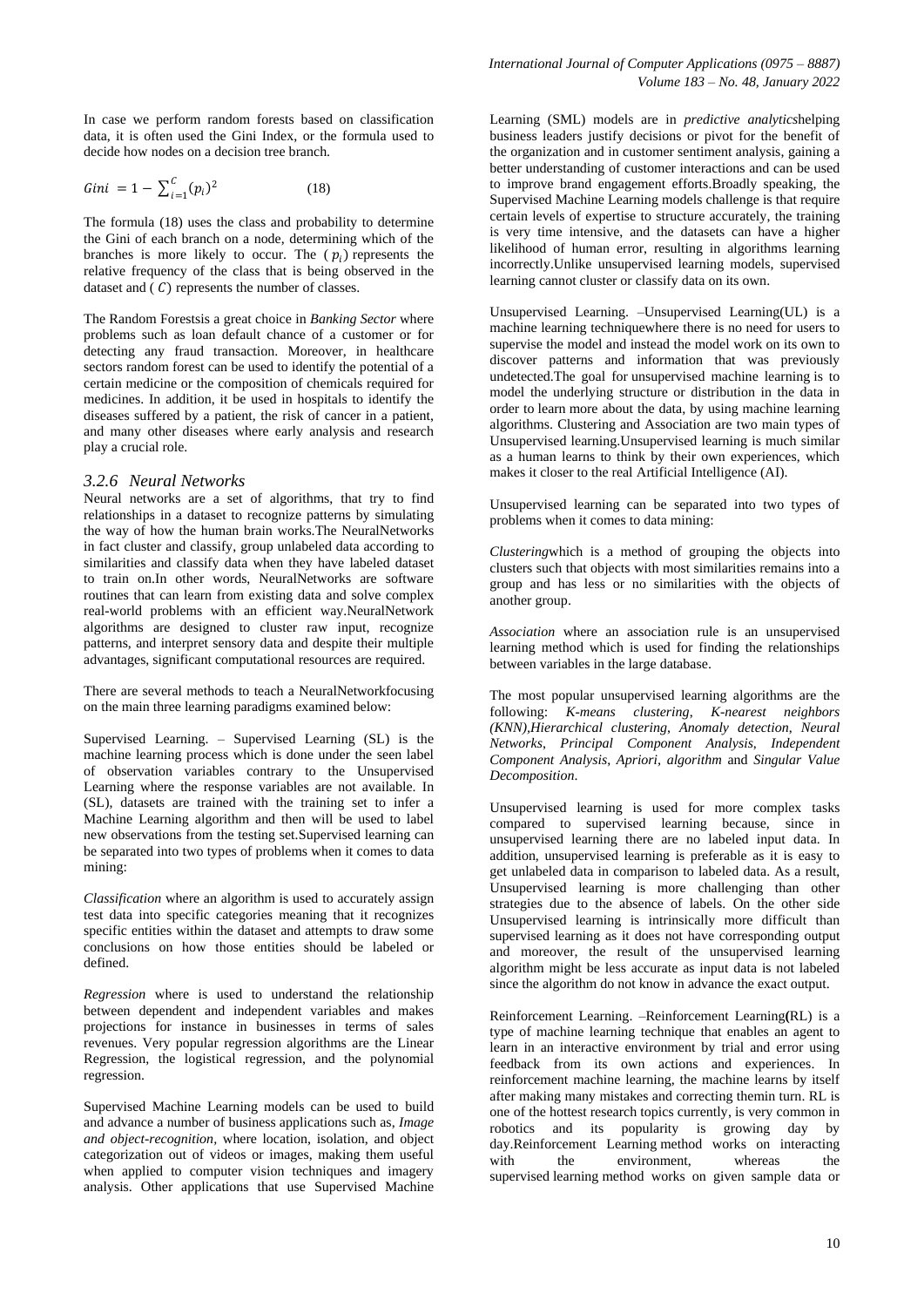In case we perform random forests based on classification data, it is often used the Gini Index, or the formula used to decide how nodes on a decision tree branch.

$$Gini = 1 - \sum_{i=1}^{C}(p_i)^2 \qquad (18)$$

The formula (18) uses the class and probability to determine the Gini of each branch on a node, determining which of the branches is more likely to occur. The ( $p_i$ ) represents the relative frequency of the class that is being observed in the dataset and ( $C$ ) represents the number of classes.

The Random Forestsis a great choice in *Banking Sector* where problems such as loan default chance of a customer or for detecting any fraud transaction. Moreover, in healthcare sectors random forest can be used to identify the potential of a certain medicine or the composition of chemicals required for medicines. In addition, it be used in hospitals to identify the diseases suffered by a patient, the risk of cancer in a patient, and many other diseases where early analysis and research play a crucial role.

### *3.2.6 Neural Networks*

Neural networks are a set of algorithms, that try to find relationships in a dataset to recognize patterns by simulating the way of how the human brain works.The NeuralNetworks in fact cluster and classify, group unlabeled data according to similarities and classify data when they have labeled dataset to train on.In other words, NeuralNetworks are software routines that can learn from existing data and solve complex real-world problems with an efficient way.NeuralNetwork algorithms are designed to cluster raw input, recognize patterns, and interpret sensory data and despite their multiple advantages, significant computational resources are required.

There are several methods to teach a NeuralNetworkfocusing on the main three learning paradigms examined below:

Supervised Learning. – Supervised Learning (SL) is the machine learning process which is done under the seen label of observation variables contrary to the Unsupervised Learning where the response variables are not available. In (SL), datasets are trained with the training set to infer a Machine Learning algorithm and then will be used to label new observations from the testing set.Supervised learning can be separated into two types of problems when it comes to data mining:

*Classification* where an algorithm is used to accurately assign test data into specific categories meaning that it recognizes specific entities within the dataset and attempts to draw some conclusions on how those entities should be labeled or defined.

*Regression* where is used to understand the relationship between dependent and independent variables and makes projections for instance in businesses in terms of sales revenues. Very popular regression algorithms are the Linear Regression, the logistical regression, and the polynomial regression.

Supervised Machine Learning models can be used to build and advance a number of business applications such as, *Image and object-recognition,* where location, isolation, and object categorization out of videos or images, making them useful when applied to computer vision techniques and imagery analysis. Other applications that use Supervised Machine Learning (SML) models are in *predictive analytics*helping business leaders justify decisions or pivot for the benefit of the organization and in customer sentiment analysis, gaining a better understanding of customer interactions and can be used to improve brand engagement efforts.Broadly speaking, the Supervised Machine Learning models challenge is that require certain levels of expertise to structure accurately, the training is very time intensive, and the datasets can have a higher likelihood of human error, resulting in algorithms learning incorrectly.Unlike unsupervised learning models, supervised learning cannot cluster or classify data on its own.

Unsupervised Learning. –Unsupervised Learning(UL) is a machine learning techniquewhere there is no need for users to supervise the model and instead the model work on its own to discover patterns and information that was previously undetected.The goal for unsupervised machine learning is to model the underlying structure or distribution in the data in order to learn more about the data, by using machine learning algorithms. Clustering and Association are two main types of Unsupervised learning.Unsupervised learning is much similar as a human learns to think by their own experiences, which makes it closer to the real Artificial Intelligence (AI).

Unsupervised learning can be separated into two types of problems when it comes to data mining:

*Clustering*which is a method of grouping the objects into clusters such that objects with most similarities remains into a group and has less or no similarities with the objects of another group.

*Association* where an association rule is an unsupervised learning method which is used for finding the relationships between variables in the large database.

The most popular unsupervised learning algorithms are the following: *K-means clustering, K-nearest neighbors (KNN),Hierarchical clustering, Anomaly detection, Neural Networks, Principal Component Analysis, Independent Component Analysis, Apriori, algorithm* and *Singular Value Decomposition.*

Unsupervised learning is used for more complex tasks compared to supervised learning because, since in unsupervised learning there are no labeled input data. In addition, unsupervised learning is preferable as it is easy to get unlabeled data in comparison to labeled data. As a result, Unsupervised learning is more challenging than other strategies due to the absence of labels. On the other side Unsupervised learning is intrinsically more difficult than supervised learning as it does not have corresponding output and moreover, the result of the unsupervised learning algorithm might be less accurate as input data is not labeled since the algorithm do not know in advance the exact output.

Reinforcement Learning. –Reinforcement Learning(RL) is a type of machine learning technique that enables an agent to learn in an interactive environment by trial and error using feedback from its own actions and experiences. In reinforcement machine learning, the machine learns by itself after making many mistakes and correcting themin turn. RL is one of the hottest research topics currently, is very common in robotics and its popularity is growing day by day.Reinforcement Learning method works on interacting with the environment, whereas the supervised learning method works on given sample data or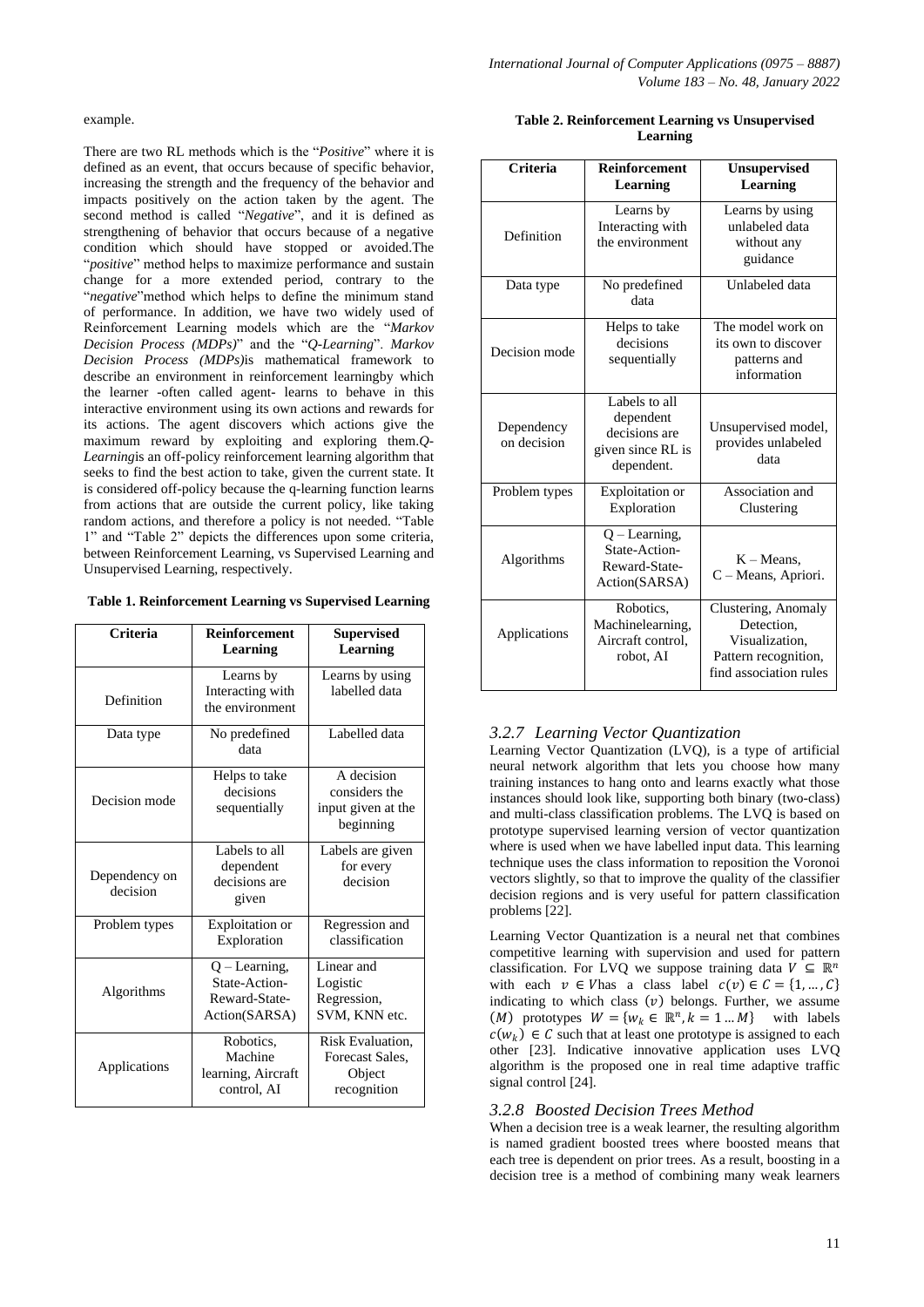example.

There are two RL methods which is the "*Positive*" where it is defined as an event, that occurs because of specific behavior, increasing the strength and the frequency of the behavior and impacts positively on the action taken by the agent. The second method is called "*Negative*", and it is defined as strengthening of behavior that occurs because of a negative condition which should have stopped or avoided.The "*positive*" method helps to maximize performance and sustain change for a more extended period, contrary to the "*negative*"method which helps to define the minimum stand of performance. In addition, we have two widely used of Reinforcement Learning models which are the "*Markov Decision Process (MDPs)*" and the "*Q-Learning*". *Markov Decision Process (MDPs)*is mathematical framework to describe an environment in reinforcement learningby which the learner -often called agent- learns to behave in this interactive environment using its own actions and rewards for its actions. The agent discovers which actions give the maximum reward by exploiting and exploring them.*Q-Learning*is an off-policy reinforcement learning algorithm that seeks to find the best action to take, given the current state. It is considered off-policy because the q-learning function learns from actions that are outside the current policy, like taking random actions, and therefore a policy is not needed. "Table 1" and "Table 2" depicts the differences upon some criteria, between Reinforcement Learning, vs Supervised Learning and Unsupervised Learning, respectively.

**Table 1. Reinforcement Learning vs Supervised Learning**

| Criteria | Reinforcement Learning | Supervised Learning |
|---|---|---|
| Definition | Learns by Interacting with the environment | Learns by using labelled data |
| Data type | No predefined data | Labelled data |
| Decision mode | Helps to take decisions sequentially | A decision considers the input given at the beginning |
| Dependency on decision | Labels to all dependent decisions are given | Labels are given for every decision |
| Problem types | Exploitation or Exploration | Regression and classification |
| Algorithms | Q – Learning, State-Action-Reward-State-Action(SARSA) | Linear and Logistic Regression, SVM, KNN etc. |
| Applications | Robotics, Machine learning, Aircraft control, AI | Risk Evaluation, Forecast Sales, Object recognition |

**Table 2. Reinforcement Learning vs Unsupervised Learning**

| Criteria | Reinforcement Learning | Unsupervised Learning |
|---|---|---|
| Definition | Learns by Interacting with the environment | Learns by using unlabeled data without any guidance |
| Data type | No predefined data | Unlabeled data |
| Decision mode | Helps to take decisions sequentially | The model work on its own to discover patterns and information |
| Dependency on decision | Labels to all dependent decisions are given since RL is dependent. | Unsupervised model, provides unlabeled data |
| Problem types | Exploitation or Exploration | Association and Clustering |
| Algorithms | Q – Learning, State-Action-Reward-State-Action(SARSA) | K – Means, C – Means, Apriori. |
| Applications | Robotics, Machinelearning, Aircraft control, robot, AI | Clustering, Anomaly Detection, Visualization, Pattern recognition, find association rules |

### 3.2.7 Learning Vector Quantization

Learning Vector Quantization (LVQ), is a type of artificial neural network algorithm that lets you choose how many training instances to hang onto and learns exactly what those instances should look like, supporting both binary (two-class) and multi-class classification problems. The LVQ is based on prototype supervised learning version of vector quantization where is used when we have labelled input data. This learning technique uses the class information to reposition the Voronoi vectors slightly, so that to improve the quality of the classifier decision regions and is very useful for pattern classification problems [22].

Learning Vector Quantization is a neural net that combines competitive learning with supervision and used for pattern classification. For LVQ we suppose training data $V \subseteq \mathbb{R}^n$ with each $v \in V$has a class label $c(v) \in C = \{1, \ldots, C\}$ indicating to which class $(v)$ belongs. Further, we assume $(M)$ prototypes $W = \{w_k \in \mathbb{R}^n, k = 1 \ldots M\}$ with labels $c(w_k) \in C$ such that at least one prototype is assigned to each other [23]. Indicative innovative application uses LVQ algorithm is the proposed one in real time adaptive traffic signal control [24].

### 3.2.8 Boosted Decision Trees Method

When a decision tree is a weak learner, the resulting algorithm is named gradient boosted trees where boosted means that each tree is dependent on prior trees. As a result, boosting in a decision tree is a method of combining many weak learners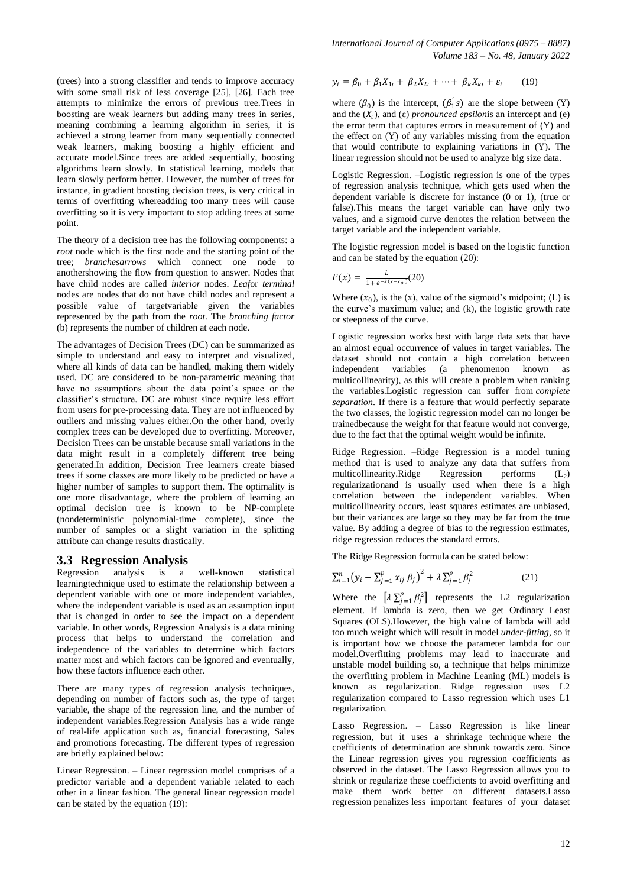(trees) into a strong classifier and tends to improve accuracy with some small risk of less coverage [25], [26]. Each tree attempts to minimize the errors of previous tree.Trees in boosting are weak learners but adding many trees in series, meaning combining a learning algorithm in series, it is achieved a strong learner from many sequentially connected weak learners, making boosting a highly efficient and accurate model.Since trees are added sequentially, boosting algorithms learn slowly. In statistical learning, models that learn slowly perform better. However, the number of trees for instance, in gradient boosting decision trees, is very critical in terms of overfitting whereadding too many trees will cause overfitting so it is very important to stop adding trees at some point.

The theory of a decision tree has the following components: a *root* node which is the first node and the starting point of the tree; *branchesarrows* which connect one node to anothershowing the flow from question to answer. Nodes that have child nodes are called *interior* nodes. *Leaf*or *terminal* nodes are nodes that do not have child nodes and represent a possible value of targetvariable given the variables represented by the path from the *root*. The *branching factor* (b) represents the number of children at each node.

The advantages of Decision Trees (DC) can be summarized as simple to understand and easy to interpret and visualized, where all kinds of data can be handled, making them widely used. DC are considered to be non-parametric meaning that have no assumptions about the data point's space or the classifier's structure. DC are robust since require less effort from users for pre-processing data. They are not influenced by outliers and missing values either.On the other hand, overly complex trees can be developed due to overfitting. Moreover, Decision Trees can be unstable because small variations in the data might result in a completely different tree being generated.In addition, Decision Tree learners create biased trees if some classes are more likely to be predicted or have a higher number of samples to support them. The optimality is one more disadvantage, where the problem of learning an optimal decision tree is known to be NP-complete (nondeterministic polynomial-time complete), since the number of samples or a slight variation in the splitting attribute can change results drastically.

## 3.3 Regression Analysis

Regression analysis is a well-known statistical learningtechnique used to estimate the relationship between a dependent variable with one or more independent variables, where the independent variable is used as an assumption input that is changed in order to see the impact on a dependent variable. In other words, Regression Analysis is a data mining process that helps to understand the correlation and independence of the variables to determine which factors matter most and which factors can be ignored and eventually, how these factors influence each other.

There are many types of regression analysis techniques, depending on number of factors such as, the type of target variable, the shape of the regression line, and the number of independent variables.Regression Analysis has a wide range of real-life application such as, financial forecasting, Sales and promotions forecasting. The different types of regression are briefly explained below:

Linear Regression. – Linear regression model comprises of a predictor variable and a dependent variable related to each other in a linear fashion. The general linear regression model can be stated by the equation (19):

$$y_i = \beta_0 + \beta_1 X_{1\iota} + \beta_2 X_{2\iota} + \cdots + \beta_k X_{k\iota} + \varepsilon_i \qquad (19)$$

where $(\beta_0)$ is the intercept, $(\beta_1' s)$ are the slope between (Y) and the $(X_\iota)$, and (ε) *pronounced epsilon*is an intercept and (e) the error term that captures errors in measurement of (Y) and the effect on (Y) of any variables missing from the equation that would contribute to explaining variations in (Y). The linear regression should not be used to analyze big size data.

Logistic Regression. –Logistic regression is one of the types of regression analysis technique, which gets used when the dependent variable is discrete for instance (0 or 1), (true or false).This means the target variable can have only two values, and a sigmoid curve denotes the relation between the target variable and the independent variable.

The logistic regression model is based on the logistic function and can be stated by the equation (20):

$$F(x) = \frac{L}{1 + e^{-k(x-x_0)}} \qquad (20)$$

Where $(x_0)$, is the (x), value of the sigmoid's midpoint; (L) is the curve's maximum value; and (k), the logistic growth rate or steepness of the curve.

Logistic regression works best with large data sets that have an almost equal occurrence of values in target variables. The dataset should not contain a high correlation between independent variables (a phenomenon known as multicollinearity), as this will create a problem when ranking the variables.Logistic regression can suffer from *complete separation*. If there is a feature that would perfectly separate the two classes, the logistic regression model can no longer be trainedbecause the weight for that feature would not converge, due to the fact that the optimal weight would be infinite.

Ridge Regression. –Ridge Regression is a model tuning method that is used to analyze any data that suffers from multicollinearity.Ridge Regression performs ($L_2$) regularizationand is usually used when there is a high correlation between the independent variables. When multicollinearity occurs, least squares estimates are unbiased, but their variances are large so they may be far from the true value. By adding a degree of bias to the regression estimates, ridge regression reduces the standard errors.

The Ridge Regression formula can be stated below:

$$\sum_{i=1}^{n}\left(y_i - \sum_{j=1}^{p} x_{ij}\,\beta_j\right)^2 + \lambda \sum_{j=1}^{p} \beta_j^2 \qquad (21)$$

Where the $\left[\lambda \sum_{j=1}^{p} \beta_j^2\right]$ represents the L2 regularization element. If lambda is zero, then we get Ordinary Least Squares (OLS).However, the high value of lambda will add too much weight which will result in model *under-fitting*, so it is important how we choose the parameter lambda for our model.Overfitting problems may lead to inaccurate and unstable model building so, a technique that helps minimize the overfitting problem in Machine Leaning (ML) models is known as regularization. Ridge regression uses L2 regularization compared to Lasso regression which uses L1 regularization.

Lasso Regression. – Lasso Regression is like linear regression, but it uses a shrinkage technique where the coefficients of determination are shrunk towards zero. Since the Linear regression gives you regression coefficients as observed in the dataset. The Lasso Regression allows you to shrink or regularize these coefficients to avoid overfitting and make them work better on different datasets.Lasso regression penalizes less important features of your dataset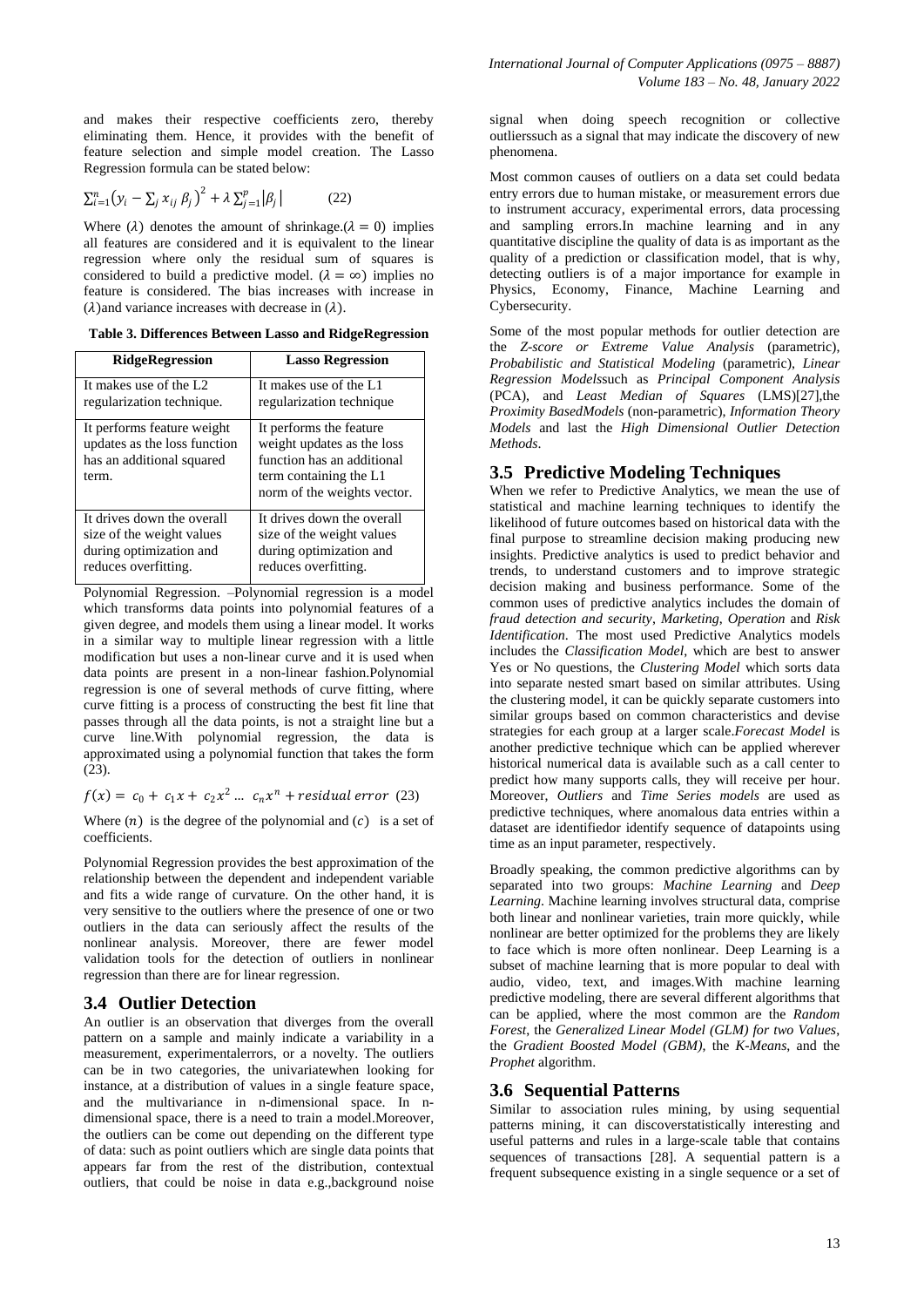and makes their respective coefficients zero, thereby eliminating them. Hence, it provides with the benefit of feature selection and simple model creation. The Lasso Regression formula can be stated below:

$$\sum_{i=1}^{n}\left(y_i - \sum_j x_{ij}\,\beta_j\right)^2 + \lambda \sum_{j=1}^{p}|\beta_j| \qquad (22)$$

Where ($\lambda$) denotes the amount of shrinkage.($\lambda = 0$) implies all features are considered and it is equivalent to the linear regression where only the residual sum of squares is considered to build a predictive model. ($\lambda = \infty$) implies no feature is considered. The bias increases with increase in ($\lambda$)and variance increases with decrease in ($\lambda$).

**Table 3. Differences Between Lasso and RidgeRegression**

| RidgeRegression | Lasso Regression |
|---|---|
| It makes use of the L2 regularization technique. | It makes use of the L1 regularization technique |
| It performs feature weight updates as the loss function has an additional squared term. | It performs the feature weight updates as the loss function has an additional term containing the L1 norm of the weights vector. |
| It drives down the overall size of the weight values during optimization and reduces overfitting. | It drives down the overall size of the weight values during optimization and reduces overfitting. |

Polynomial Regression. –Polynomial regression is a model which transforms data points into polynomial features of a given degree, and models them using a linear model. It works in a similar way to multiple linear regression with a little modification but uses a non-linear curve and it is used when data points are present in a non-linear fashion.Polynomial regression is one of several methods of curve fitting, where curve fitting is a process of constructing the best fit line that passes through all the data points, is not a straight line but a curve line.With polynomial regression, the data is approximated using a polynomial function that takes the form (23).

$$f(x) = c_0 + c_1 x + c_2 x^2 \ldots\ c_n x^n + residual\ error \quad (23)$$

Where ($n$) is the degree of the polynomial and ($c$) is a set of coefficients.

Polynomial Regression provides the best approximation of the relationship between the dependent and independent variable and fits a wide range of curvature. On the other hand, it is very sensitive to the outliers where the presence of one or two outliers in the data can seriously affect the results of the nonlinear analysis. Moreover, there are fewer model validation tools for the detection of outliers in nonlinear regression than there are for linear regression.

## 3.4 Outlier Detection

An outlier is an observation that diverges from the overall pattern on a sample and mainly indicate a variability in a measurement, experimentalerrors, or a novelty. The outliers can be in two categories, the univariatewhen looking for instance, at a distribution of values in a single feature space, and the multivariance in n-dimensional space. In n-dimensional space, there is a need to train a model.Moreover, the outliers can be come out depending on the different type of data: such as point outliers which are single data points that appears far from the rest of the distribution, contextual outliers, that could be noise in data e.g.,background noise signal when doing speech recognition or collective outlierssuch as a signal that may indicate the discovery of new phenomena.

Most common causes of outliers on a data set could bedata entry errors due to human mistake, or measurement errors due to instrument accuracy, experimental errors, data processing and sampling errors.In machine learning and in any quantitative discipline the quality of data is as important as the quality of a prediction or classification model, that is why, detecting outliers is of a major importance for example in Physics, Economy, Finance, Machine Learning and Cybersecurity.

Some of the most popular methods for outlier detection are the *Z-score or Extreme Value Analysis* (parametric), *Probabilistic and Statistical Modeling* (parametric), *Linear Regression Models*such as *Principal Component Analysis* (PCA), and *Least Median of Squares* (LMS)[27],the *Proximity BasedModels* (non-parametric), *Information Theory Models* and last the *High Dimensional Outlier Detection Methods*.

## 3.5 Predictive Modeling Techniques

When we refer to Predictive Analytics, we mean the use of statistical and machine learning techniques to identify the likelihood of future outcomes based on historical data with the final purpose to streamline decision making producing new insights. Predictive analytics is used to predict behavior and trends, to understand customers and to improve strategic decision making and business performance. Some of the common uses of predictive analytics includes the domain of *fraud detection and security*, *Marketing*, *Operation* and *Risk Identification*. The most used Predictive Analytics models includes the *Classification Model*, which are best to answer Yes or No questions, the *Clustering Model* which sorts data into separate nested smart based on similar attributes. Using the clustering model, it can be quickly separate customers into similar groups based on common characteristics and devise strategies for each group at a larger scale.*Forecast Model* is another predictive technique which can be applied wherever historical numerical data is available such as a call center to predict how many supports calls, they will receive per hour. Moreover, *Outliers* and *Time Series models* are used as predictive techniques, where anomalous data entries within a dataset are identifiedor identify sequence of datapoints using time as an input parameter, respectively.

Broadly speaking, the common predictive algorithms can by separated into two groups: *Machine Learning* and *Deep Learning*. Machine learning involves structural data, comprise both linear and nonlinear varieties, train more quickly, while nonlinear are better optimized for the problems they are likely to face which is more often nonlinear. Deep Learning is a subset of machine learning that is more popular to deal with audio, video, text, and images.With machine learning predictive modeling, there are several different algorithms that can be applied, where the most common are the *Random Forest*, the *Generalized Linear Model (GLM) for two Values*, the *Gradient Boosted Model (GBM)*, the *K-Means*, and the *Prophet* algorithm.

## 3.6 Sequential Patterns

Similar to association rules mining, by using sequential patterns mining, it can discoverstatistically interesting and useful patterns and rules in a large-scale table that contains sequences of transactions [28]. A sequential pattern is a frequent subsequence existing in a single sequence or a set of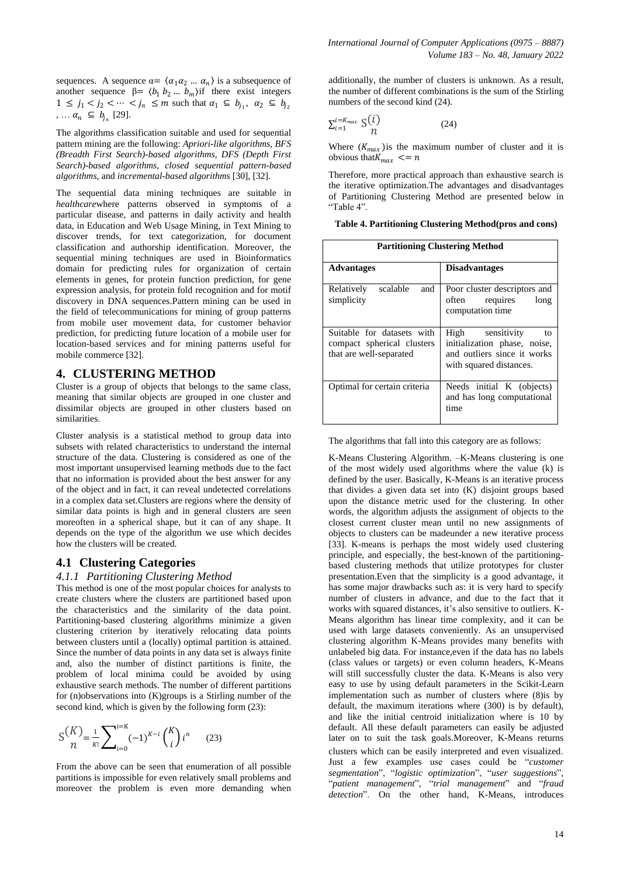sequences. A sequence $\alpha = \langle \alpha_1 \alpha_2 \dots \alpha_n \rangle$ is a subsequence of another sequence $\beta = \langle b_1\, b_2 \dots b_m \rangle$ if there exist integers $1 \le j_1 < j_2 < \cdots < j_n \le m$ such that $\alpha_1 \subseteq b_{j_1},\ \alpha_2 \subseteq b_{j_2}, \dots \alpha_n \subseteq b_{j_n}$ [29].

The algorithms classification suitable and used for sequential pattern mining are the following: *Apriori-like algorithms*, *BFS (Breadth First Search)-based algorithms*, *DFS (Depth First Search)-based algorithms*, *closed sequential pattern-based algorithms*, and *incremental-based algorithms* [30], [32].

The sequential data mining techniques are suitable in *healthcare*where patterns observed in symptoms of a particular disease, and patterns in daily activity and health data, in Education and Web Usage Mining, in Text Mining to discover trends, for text categorization, for document classification and authorship identification. Moreover, the sequential mining techniques are used in Bioinformatics domain for predicting rules for organization of certain elements in genes, for protein function prediction, for gene expression analysis, for protein fold recognition and for motif discovery in DNA sequences.Pattern mining can be used in the field of telecommunications for mining of group patterns from mobile user movement data, for customer behavior prediction, for predicting future location of a mobile user for location-based services and for mining patterns useful for mobile commerce [32].

# 4. CLUSTERING METHOD

Cluster is a group of objects that belongs to the same class, meaning that similar objects are grouped in one cluster and dissimilar objects are grouped in other clusters based on similarities.

Cluster analysis is a statistical method to group data into subsets with related characteristics to understand the internal structure of the data. Clustering is considered as one of the most important unsupervised learning methods due to the fact that no information is provided about the best answer for any of the object and in fact, it can reveal undetected correlations in a complex data set.Clusters are regions where the density of similar data points is high and in general clusters are seen moreoften in a spherical shape, but it can of any shape. It depends on the type of the algorithm we use which decides how the clusters will be created.

## 4.1 Clustering Categories

### *4.1.1 Partitioning Clustering Method*

This method is one of the most popular choices for analysts to create clusters where the clusters are partitioned based upon the characteristics and the similarity of the data point. Partitioning-based clustering algorithms minimize a given clustering criterion by iteratively relocating data points between clusters until a (locally) optimal partition is attained. Since the number of data points in any data set is always finite and, also the number of distinct partitions is finite, the problem of local minima could be avoided by using exhaustive search methods. The number of different partitions for (n)observations into (K)groups is a Stirling number of the second kind, which is given by the following form (23):

$$S\binom{K}{n} = \frac{1}{K!}\sum_{i=0}^{i=K} (-1)^{K-i} \binom{K}{i} i^n \qquad (23)$$

From the above can be seen that enumeration of all possible partitions is impossible for even relatively small problems and moreover the problem is even more demanding when additionally, the number of clusters is unknown. As a result, the number of different combinations is the sum of the Stirling numbers of the second kind (24).

$$\sum_{i=1}^{i=K_{max}} S\binom{i}{n} \qquad (24)$$

Where $(K_{max})$is the maximum number of cluster and it is obvious that$K_{max} <= n$

Therefore, more practical approach than exhaustive search is the iterative optimization.The advantages and disadvantages of Partitioning Clustering Method are presented below in "Table 4".

**Table 4. Partitioning Clustering Method(pros and cons)**

| Partitioning Clustering Method | |
|---|---|
| **Advantages** | **Disadvantages** |
| Relatively scalable and simplicity | Poor cluster descriptors and often requires long computation time |
| Suitable for datasets with compact spherical clusters that are well-separated | High sensitivity to initialization phase, noise, and outliers since it works with squared distances. |
| Optimal for certain criteria | Needs initial K (objects) and has long computational time |

The algorithms that fall into this category are as follows:

K-Means Clustering Algorithm. –K-Means clustering is one of the most widely used algorithms where the value (k) is defined by the user. Basically, K-Means is an iterative process that divides a given data set into (K) disjoint groups based upon the distance metric used for the clustering. In other words, the algorithm adjusts the assignment of objects to the closest current cluster mean until no new assignments of objects to clusters can be madeunder a new iterative process [33]. K-means is perhaps the most widely used clustering principle, and especially, the best-known of the partitioning-based clustering methods that utilize prototypes for cluster presentation.Even that the simplicity is a good advantage, it has some major drawbacks such as: it is very hard to specify number of clusters in advance, and due to the fact that it works with squared distances, it's also sensitive to outliers. K-Means algorithm has linear time complexity, and it can be used with large datasets conveniently. As an unsupervised clustering algorithm K-Means provides many benefits with unlabeled big data. For instance,even if the data has no labels (class values or targets) or even column headers, K-Means will still successfully cluster the data. K-Means is also very easy to use by using default parameters in the Scikit-Learn implementation such as number of clusters where (8)is by default, the maximum iterations where (300) is by default), and like the initial centroid initialization where is 10 by default. All these default parameters can easily be adjusted later on to suit the task goals.Moreover, K-Means returns clusters which can be easily interpreted and even visualized. Just a few examples use cases could be "*customer segmentation*", "*logistic optimization*", "*user suggestions*", "*patient management*", "*trial management*" and "*fraud detection*". On the other hand, K-Means, introduces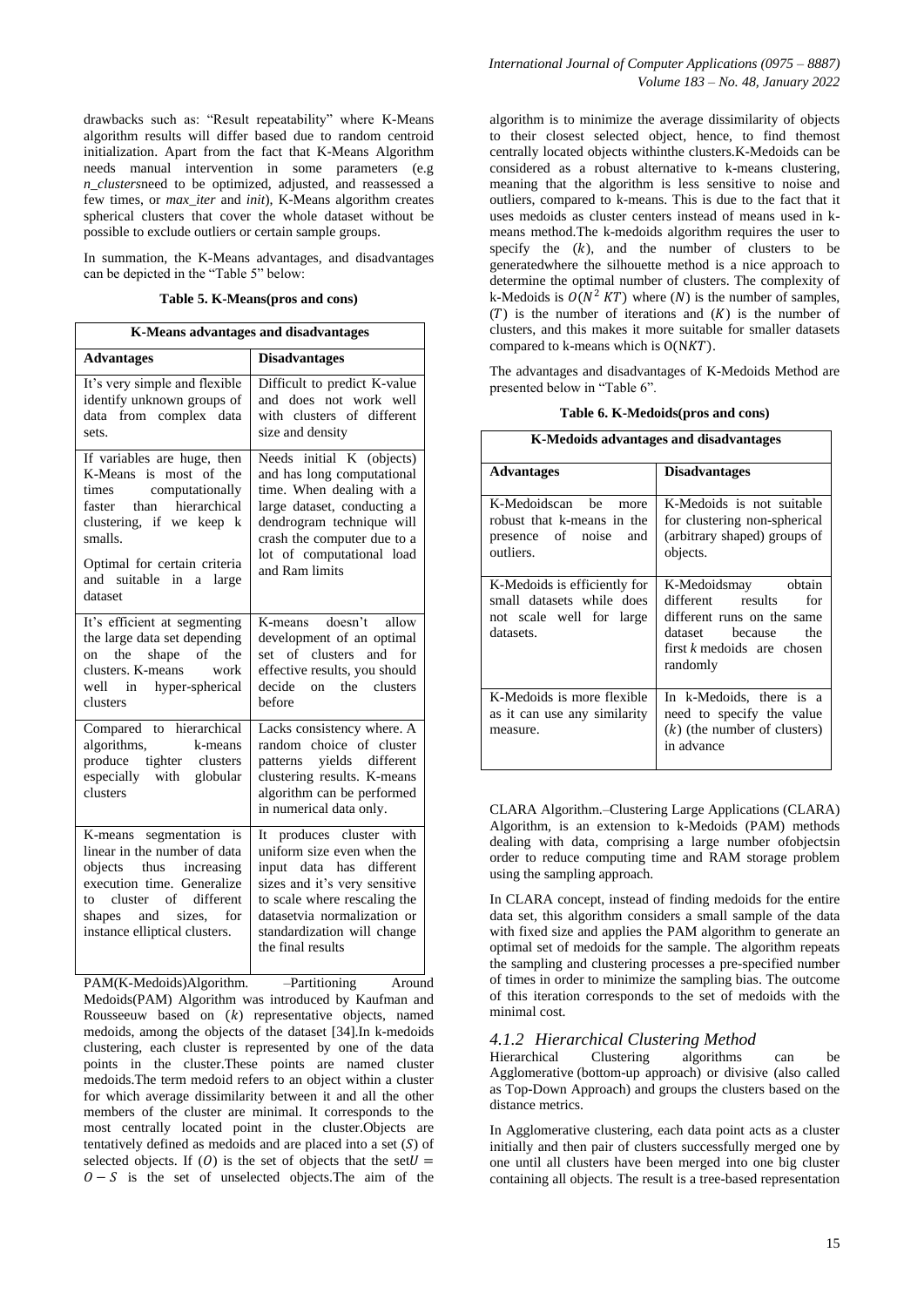drawbacks such as: "Result repeatability" where K-Means algorithm results will differ based due to random centroid initialization. Apart from the fact that K-Means Algorithm needs manual intervention in some parameters (e.g *n_clusters*need to be optimized, adjusted, and reassessed a few times, or *max_iter* and *init*), K-Means algorithm creates spherical clusters that cover the whole dataset without be possible to exclude outliers or certain sample groups.

In summation, the K-Means advantages, and disadvantages can be depicted in the "Table 5" below:

**Table 5. K-Means(pros and cons)**

| **K-Means advantages and disadvantages** | |
|---|---|
| **Advantages** | **Disadvantages** |
| It's very simple and flexible identify unknown groups of data from complex data sets. | Difficult to predict K-value and does not work well with clusters of different size and density |
| If variables are huge, then K-Means is most of the times computationally faster than hierarchical clustering, if we keep k smalls. Optimal for certain criteria and suitable in a large dataset | Needs initial K (objects) and has long computational time. When dealing with a large dataset, conducting a dendrogram technique will crash the computer due to a lot of computational load and Ram limits |
| It's efficient at segmenting the large data set depending on the shape of the clusters. K-means work well in hyper-spherical clusters | K-means doesn't allow development of an optimal set of clusters and for effective results, you should decide on the clusters before |
| Compared to hierarchical algorithms, k-means produce tighter clusters especially with globular clusters | Lacks consistency where. A random choice of cluster patterns yields different clustering results. K-means algorithm can be performed in numerical data only. |
| K-means segmentation is linear in the number of data objects thus increasing execution time. Generalize to cluster of different shapes and sizes, for instance elliptical clusters. | It produces cluster with uniform size even when the input data has different sizes and it's very sensitive to scale where rescaling the datasetvia normalization or standardization will change the final results |

PAM(K-Medoids)Algorithm. –Partitioning Around Medoids(PAM) Algorithm was introduced by Kaufman and Rousseeuw based on $(k)$ representative objects, named medoids, among the objects of the dataset [34].In k-medoids clustering, each cluster is represented by one of the data points in the cluster.These points are named cluster medoids.The term medoid refers to an object within a cluster for which average dissimilarity between it and all the other members of the cluster are minimal. It corresponds to the most centrally located point in the cluster.Objects are tentatively defined as medoids and are placed into a set $(S)$ of selected objects. If $(O)$ is the set of objects that the set$U = O - S$ is the set of unselected objects.The aim of the algorithm is to minimize the average dissimilarity of objects to their closest selected object, hence, to find themost centrally located objects withinthe clusters.K-Medoids can be considered as a robust alternative to k-means clustering, meaning that the algorithm is less sensitive to noise and outliers, compared to k-means. This is due to the fact that it uses medoids as cluster centers instead of means used in k-means method.The k-medoids algorithm requires the user to specify the $(k)$, and the number of clusters to be generatedwhere the silhouette method is a nice approach to determine the optimal number of clusters. The complexity of k-Medoids is $O(N^2\ KT)$ where $(N)$ is the number of samples, $(T)$ is the number of iterations and $(K)$ is the number of clusters, and this makes it more suitable for smaller datasets compared to k-means which is $O(NKT)$.

The advantages and disadvantages of K-Medoids Method are presented below in "Table 6".

**Table 6. K-Medoids(pros and cons)**

| **K-Medoids advantages and disadvantages** | |
|---|---|
| **Advantages** | **Disadvantages** |
| K-Medoidscan be more robust that k-means in the presence of noise and outliers. | K-Medoids is not suitable for clustering non-spherical (arbitrary shaped) groups of objects. |
| K-Medoids is efficiently for small datasets while does not scale well for large datasets. | K-Medoidsmay obtain different results for different runs on the same dataset because the first *k* medoids are chosen randomly |
| K-Medoids is more flexible as it can use any similarity measure. | In k-Medoids, there is a need to specify the value $(k)$ (the number of clusters) in advance |

CLARA Algorithm.–Clustering Large Applications (CLARA) Algorithm, is an extension to k-Medoids (PAM) methods dealing with data, comprising a large number ofobjectsin order to reduce computing time and RAM storage problem using the sampling approach.

In CLARA concept, instead of finding medoids for the entire data set, this algorithm considers a small sample of the data with fixed size and applies the PAM algorithm to generate an optimal set of medoids for the sample. The algorithm repeats the sampling and clustering processes a pre-specified number of times in order to minimize the sampling bias. The outcome of this iteration corresponds to the set of medoids with the minimal cost.

### *4.1.2 Hierarchical Clustering Method*

Hierarchical Clustering algorithms can be Agglomerative (bottom-up approach) or divisive (also called as Top-Down Approach) and groups the clusters based on the distance metrics.

In Agglomerative clustering, each data point acts as a cluster initially and then pair of clusters successfully merged one by one until all clusters have been merged into one big cluster containing all objects. The result is a tree-based representation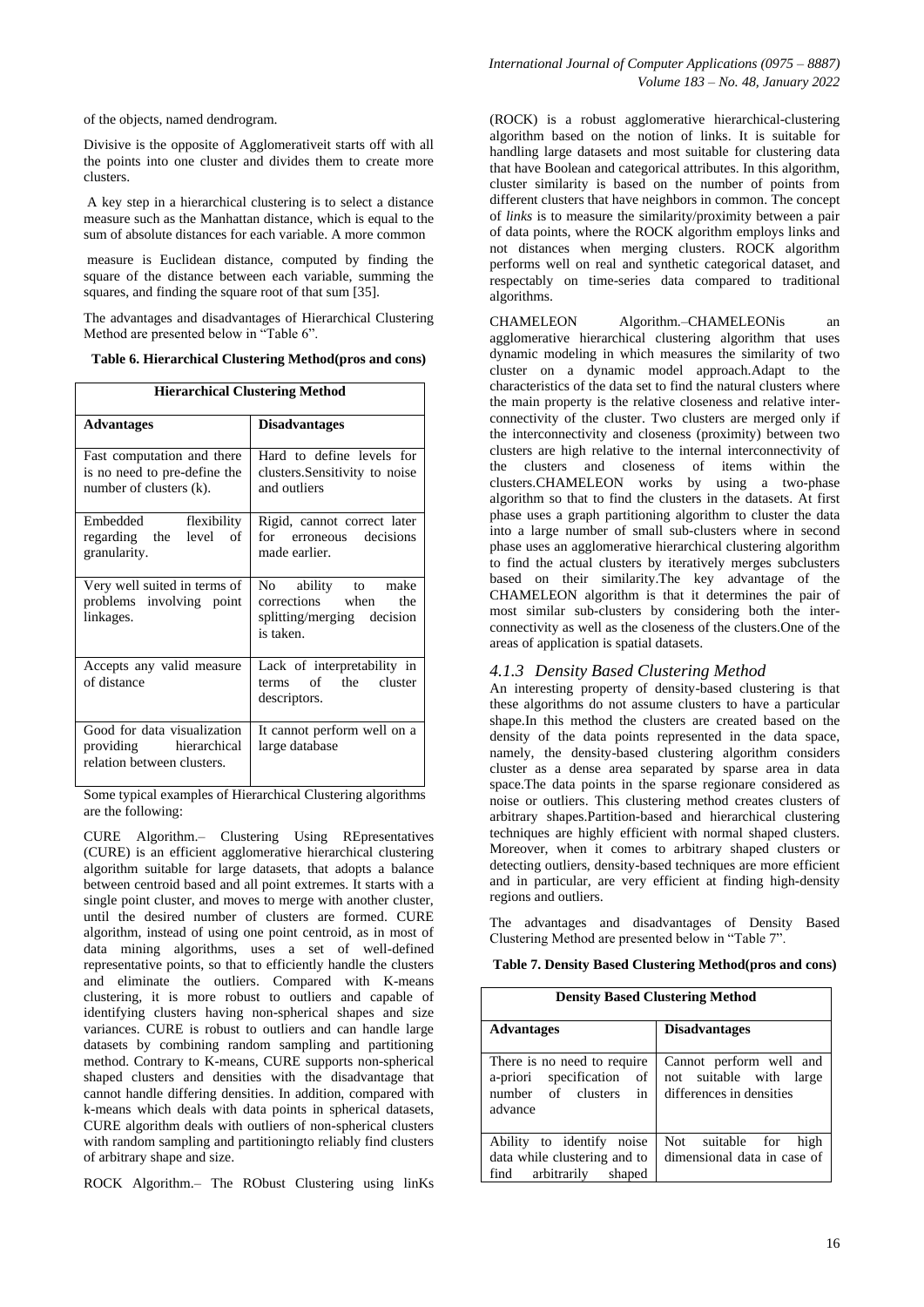of the objects, named dendrogram.

Divisive is the opposite of Agglomerativeit starts off with all the points into one cluster and divides them to create more clusters.

A key step in a hierarchical clustering is to select a distance measure such as the Manhattan distance, which is equal to the sum of absolute distances for each variable. A more common

measure is Euclidean distance, computed by finding the square of the distance between each variable, summing the squares, and finding the square root of that sum [35].

The advantages and disadvantages of Hierarchical Clustering Method are presented below in "Table 6".

**Table 6. Hierarchical Clustering Method(pros and cons)**

| **Hierarchical Clustering Method** | |
|---|---|
| **Advantages** | **Disadvantages** |
| Fast computation and there is no need to pre-define the number of clusters (k). | Hard to define levels for clusters.Sensitivity to noise and outliers |
| Embedded flexibility regarding the level of granularity. | Rigid, cannot correct later for erroneous decisions made earlier. |
| Very well suited in terms of problems involving point linkages. | No ability to make corrections when the splitting/merging decision is taken. |
| Accepts any valid measure of distance | Lack of interpretability in terms of the cluster descriptors. |
| Good for data visualization providing hierarchical relation between clusters. | It cannot perform well on a large database |

Some typical examples of Hierarchical Clustering algorithms are the following:

CURE Algorithm.– Clustering Using REpresentatives (CURE) is an efficient agglomerative hierarchical clustering algorithm suitable for large datasets, that adopts a balance between centroid based and all point extremes. It starts with a single point cluster, and moves to merge with another cluster, until the desired number of clusters are formed. CURE algorithm, instead of using one point centroid, as in most of data mining algorithms, uses a set of well-defined representative points, so that to efficiently handle the clusters and eliminate the outliers. Compared with K-means clustering, it is more robust to outliers and capable of identifying clusters having non-spherical shapes and size variances. CURE is robust to outliers and can handle large datasets by combining random sampling and partitioning method. Contrary to K-means, CURE supports non-spherical shaped clusters and densities with the disadvantage that cannot handle differing densities. In addition, compared with k-means which deals with data points in spherical datasets, CURE algorithm deals with outliers of non-spherical clusters with random sampling and partitioningto reliably find clusters of arbitrary shape and size.

ROCK Algorithm.– The RObust Clustering using linKs (ROCK) is a robust agglomerative hierarchical-clustering algorithm based on the notion of links. It is suitable for handling large datasets and most suitable for clustering data that have Boolean and categorical attributes. In this algorithm, cluster similarity is based on the number of points from different clusters that have neighbors in common. The concept of *links* is to measure the similarity/proximity between a pair of data points, where the ROCK algorithm employs links and not distances when merging clusters. ROCK algorithm performs well on real and synthetic categorical dataset, and respectably on time-series data compared to traditional algorithms.

CHAMELEON Algorithm.–CHAMELEONis an agglomerative hierarchical clustering algorithm that uses dynamic modeling in which measures the similarity of two cluster on a dynamic model approach.Adapt to the characteristics of the data set to find the natural clusters where the main property is the relative closeness and relative inter-connectivity of the cluster. Two clusters are merged only if the interconnectivity and closeness (proximity) between two clusters are high relative to the internal interconnectivity of the clusters and closeness of items within the clusters.CHAMELEON works by using a two-phase algorithm so that to find the clusters in the datasets. At first phase uses a graph partitioning algorithm to cluster the data into a large number of small sub-clusters where in second phase uses an agglomerative hierarchical clustering algorithm to find the actual clusters by iteratively merges subclusters based on their similarity.The key advantage of the CHAMELEON algorithm is that it determines the pair of most similar sub-clusters by considering both the inter-connectivity as well as the closeness of the clusters.One of the areas of application is spatial datasets.

### *4.1.3 Density Based Clustering Method*

An interesting property of density-based clustering is that these algorithms do not assume clusters to have a particular shape.In this method the clusters are created based on the density of the data points represented in the data space, namely, the density-based clustering algorithm considers cluster as a dense area separated by sparse area in data space.The data points in the sparse regionare considered as noise or outliers. This clustering method creates clusters of arbitrary shapes.Partition-based and hierarchical clustering techniques are highly efficient with normal shaped clusters. Moreover, when it comes to arbitrary shaped clusters or detecting outliers, density-based techniques are more efficient and in particular, are very efficient at finding high-density regions and outliers.

The advantages and disadvantages of Density Based Clustering Method are presented below in "Table 7".

**Table 7. Density Based Clustering Method(pros and cons)**

| **Density Based Clustering Method** | |
|---|---|
| **Advantages** | **Disadvantages** |
| There is no need to require a-priori specification of number of clusters in advance | Cannot perform well and not suitable with large differences in densities |
| Ability to identify noise data while clustering and to find arbitrarily shaped | Not suitable for high dimensional data in case of |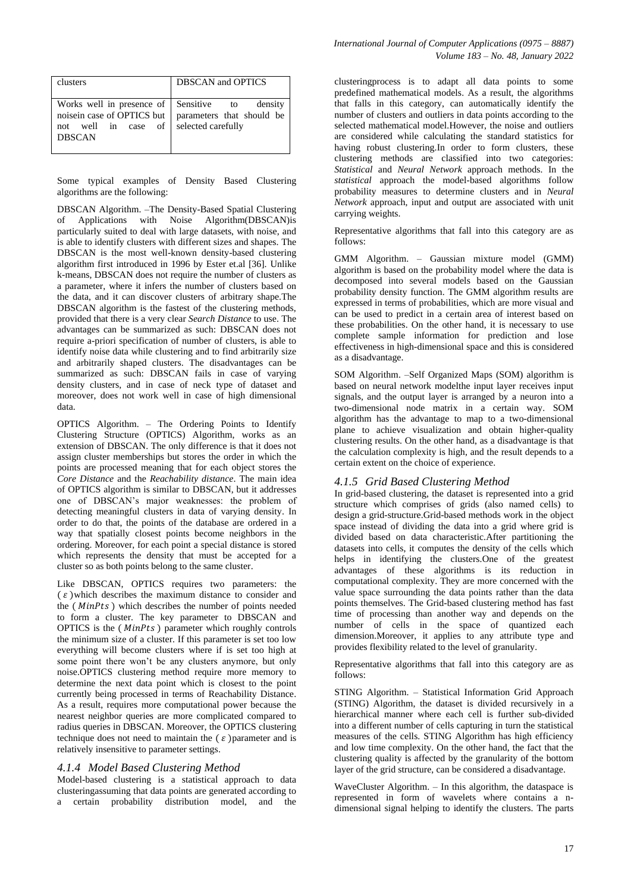| clusters | DBSCAN and OPTICS |
|---|---|
| Works well in presence of noisein case of OPTICS but not well in case of DBSCAN | Sensitive to density parameters that should be selected carefully |

Some typical examples of Density Based Clustering algorithms are the following:

DBSCAN Algorithm. –The Density-Based Spatial Clustering of Applications with Noise Algorithm(DBSCAN)is particularly suited to deal with large datasets, with noise, and is able to identify clusters with different sizes and shapes. The DBSCAN is the most well-known density-based clustering algorithm first introduced in 1996 by Ester et.al [36]. Unlike k-means, DBSCAN does not require the number of clusters as a parameter, where it infers the number of clusters based on the data, and it can discover clusters of arbitrary shape.The DBSCAN algorithm is the fastest of the clustering methods, provided that there is a very clear *Search Distance* to use. The advantages can be summarized as such: DBSCAN does not require a-priori specification of number of clusters, is able to identify noise data while clustering and to find arbitrarily size and arbitrarily shaped clusters. The disadvantages can be summarized as such: DBSCAN fails in case of varying density clusters, and in case of neck type of dataset and moreover, does not work well in case of high dimensional data.

OPTICS Algorithm. – The Ordering Points to Identify Clustering Structure (OPTICS) Algorithm, works as an extension of DBSCAN. The only difference is that it does not assign cluster memberships but stores the order in which the points are processed meaning that for each object stores the *Core Distance* and the *Reachability distance*. The main idea of OPTICS algorithm is similar to DBSCAN, but it addresses one of DBSCAN's major weaknesses: the problem of detecting meaningful clusters in data of varying density. In order to do that, the points of the database are ordered in a way that spatially closest points become neighbors in the ordering. Moreover, for each point a special distance is stored which represents the density that must be accepted for a cluster so as both points belong to the same cluster.

Like DBSCAN, OPTICS requires two parameters: the ($\varepsilon$)which describes the maximum distance to consider and the ($MinPts$) which describes the number of points needed to form a cluster. The key parameter to DBSCAN and OPTICS is the ($MinPts$) parameter which roughly controls the minimum size of a cluster. If this parameter is set too low everything will become clusters where if is set too high at some point there won't be any clusters anymore, but only noise.OPTICS clustering method require more memory to determine the next data point which is closest to the point currently being processed in terms of Reachability Distance. As a result, requires more computational power because the nearest neighbor queries are more complicated compared to radius queries in DBSCAN. Moreover, the OPTICS clustering technique does not need to maintain the ($\varepsilon$)parameter and is relatively insensitive to parameter settings.

### *4.1.4 Model Based Clustering Method*

Model-based clustering is a statistical approach to data clusteringassuming that data points are generated according to a certain probability distribution model, and the clusteringprocess is to adapt all data points to some predefined mathematical models. As a result, the algorithms that falls in this category, can automatically identify the number of clusters and outliers in data points according to the selected mathematical model.However, the noise and outliers are considered while calculating the standard statistics for having robust clustering.In order to form clusters, these clustering methods are classified into two categories: *Statistical* and *Neural Network* approach methods. In the *statistical* approach the model-based algorithms follow probability measures to determine clusters and in *Neural Network* approach, input and output are associated with unit carrying weights.

Representative algorithms that fall into this category are as follows:

GMM Algorithm. – Gaussian mixture model (GMM) algorithm is based on the probability model where the data is decomposed into several models based on the Gaussian probability density function. The GMM algorithm results are expressed in terms of probabilities, which are more visual and can be used to predict in a certain area of interest based on these probabilities. On the other hand, it is necessary to use complete sample information for prediction and lose effectiveness in high-dimensional space and this is considered as a disadvantage.

SOM Algorithm. –Self Organized Maps (SOM) algorithm is based on neural network modelthe input layer receives input signals, and the output layer is arranged by a neuron into a two-dimensional node matrix in a certain way. SOM algorithm has the advantage to map to a two-dimensional plane to achieve visualization and obtain higher-quality clustering results. On the other hand, as a disadvantage is that the calculation complexity is high, and the result depends to a certain extent on the choice of experience.

### *4.1.5 Grid Based Clustering Method*

In grid-based clustering, the dataset is represented into a grid structure which comprises of grids (also named cells) to design a grid-structure.Grid-based methods work in the object space instead of dividing the data into a grid where grid is divided based on data characteristic.After partitioning the datasets into cells, it computes the density of the cells which helps in identifying the clusters.One of the greatest advantages of these algorithms is its reduction in computational complexity. They are more concerned with the value space surrounding the data points rather than the data points themselves. The Grid-based clustering method has fast time of processing than another way and depends on the number of cells in the space of quantized each dimension.Moreover, it applies to any attribute type and provides flexibility related to the level of granularity.

Representative algorithms that fall into this category are as follows:

STING Algorithm. – Statistical Information Grid Approach (STING) Algorithm, the dataset is divided recursively in a hierarchical manner where each cell is further sub-divided into a different number of cells capturing in turn the statistical measures of the cells. STING Algorithm has high efficiency and low time complexity. On the other hand, the fact that the clustering quality is affected by the granularity of the bottom layer of the grid structure, can be considered a disadvantage.

WaveCluster Algorithm. – In this algorithm, the dataspace is represented in form of wavelets where contains a n-dimensional signal helping to identify the clusters. The parts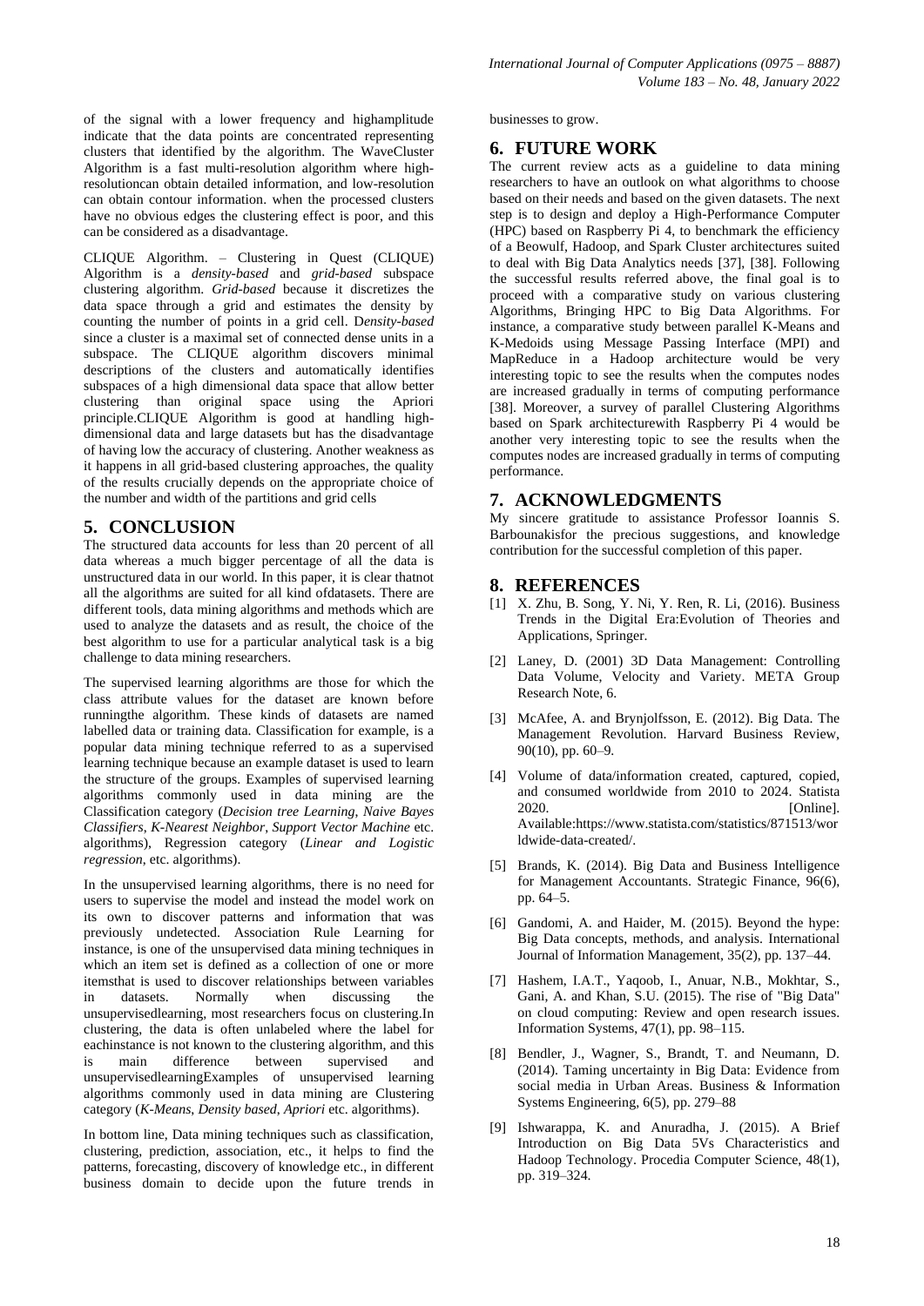of the signal with a lower frequency and highamplitude indicate that the data points are concentrated representing clusters that identified by the algorithm. The WaveCluster Algorithm is a fast multi-resolution algorithm where high-resolutioncan obtain detailed information, and low-resolution can obtain contour information. when the processed clusters have no obvious edges the clustering effect is poor, and this can be considered as a disadvantage.

CLIQUE Algorithm. – Clustering in Quest (CLIQUE) Algorithm is a *density-based* and *grid-based* subspace clustering algorithm. *Grid-based* because it discretizes the data space through a grid and estimates the density by counting the number of points in a grid cell. D*ensity-based* since a cluster is a maximal set of connected dense units in a subspace. The CLIQUE algorithm discovers minimal descriptions of the clusters and automatically identifies subspaces of a high dimensional data space that allow better clustering than original space using the Apriori principle.CLIQUE Algorithm is good at handling high-dimensional data and large datasets but has the disadvantage of having low the accuracy of clustering. Another weakness as it happens in all grid-based clustering approaches, the quality of the results crucially depends on the appropriate choice of the number and width of the partitions and grid cells

## 5. CONCLUSION

The structured data accounts for less than 20 percent of all data whereas a much bigger percentage of all the data is unstructured data in our world. In this paper, it is clear thatnot all the algorithms are suited for all kind ofdatasets. There are different tools, data mining algorithms and methods which are used to analyze the datasets and as result, the choice of the best algorithm to use for a particular analytical task is a big challenge to data mining researchers.

The supervised learning algorithms are those for which the class attribute values for the dataset are known before runningthe algorithm. These kinds of datasets are named labelled data or training data. Classification for example, is a popular data mining technique referred to as a supervised learning technique because an example dataset is used to learn the structure of the groups. Examples of supervised learning algorithms commonly used in data mining are the Classification category (*Decision tree Learning*, *Naive Bayes Classifiers*, *K-Nearest Neighbor*, *Support Vector Machine* etc. algorithms), Regression category (*Linear and Logistic regression*, etc. algorithms).

In the unsupervised learning algorithms, there is no need for users to supervise the model and instead the model work on its own to discover patterns and information that was previously undetected. Association Rule Learning for instance, is one of the unsupervised data mining techniques in which an item set is defined as a collection of one or more itemsthat is used to discover relationships between variables in datasets. Normally when discussing the unsupervisedlearning, most researchers focus on clustering.In clustering, the data is often unlabeled where the label for eachinstance is not known to the clustering algorithm, and this is main difference between supervised and unsupervisedlearningExamples of unsupervised learning algorithms commonly used in data mining are Clustering category (*K-Means*, *Density based*, *Apriori* etc. algorithms).

In bottom line, Data mining techniques such as classification, clustering, prediction, association, etc., it helps to find the patterns, forecasting, discovery of knowledge etc., in different business domain to decide upon the future trends in businesses to grow.

## 6. FUTURE WORK

The current review acts as a guideline to data mining researchers to have an outlook on what algorithms to choose based on their needs and based on the given datasets. The next step is to design and deploy a High-Performance Computer (HPC) based on Raspberry Pi 4, to benchmark the efficiency of a Beowulf, Hadoop, and Spark Cluster architectures suited to deal with Big Data Analytics needs [37], [38]. Following the successful results referred above, the final goal is to proceed with a comparative study on various clustering Algorithms, Bringing HPC to Big Data Algorithms. For instance, a comparative study between parallel K-Means and K-Medoids using Message Passing Interface (MPI) and MapReduce in a Hadoop architecture would be very interesting topic to see the results when the computes nodes are increased gradually in terms of computing performance [38]. Moreover, a survey of parallel Clustering Algorithms based on Spark architecturewith Raspberry Pi 4 would be another very interesting topic to see the results when the computes nodes are increased gradually in terms of computing performance.

## 7. ACKNOWLEDGMENTS

My sincere gratitude to assistance Professor Ioannis S. Barbounakisfor the precious suggestions, and knowledge contribution for the successful completion of this paper.

## 8. REFERENCES

[1] X. Zhu, B. Song, Y. Ni, Y. Ren, R. Li, (2016). Business Trends in the Digital Era:Evolution of Theories and Applications, Springer.

[2] Laney, D. (2001) 3D Data Management: Controlling Data Volume, Velocity and Variety. META Group Research Note, 6.

[3] McAfee, A. and Brynjolfsson, E. (2012). Big Data. The Management Revolution. Harvard Business Review, 90(10), pp. 60–9.

[4] Volume of data/information created, captured, copied, and consumed worldwide from 2010 to 2024. Statista 2020. [Online]. Available:https://www.statista.com/statistics/871513/worldwide-data-created/.

[5] Brands, K. (2014). Big Data and Business Intelligence for Management Accountants. Strategic Finance, 96(6), pp. 64–5.

[6] Gandomi, A. and Haider, M. (2015). Beyond the hype: Big Data concepts, methods, and analysis. International Journal of Information Management, 35(2), pp. 137–44.

[7] Hashem, I.A.T., Yaqoob, I., Anuar, N.B., Mokhtar, S., Gani, A. and Khan, S.U. (2015). The rise of "Big Data" on cloud computing: Review and open research issues. Information Systems, 47(1), pp. 98–115.

[8] Bendler, J., Wagner, S., Brandt, T. and Neumann, D. (2014). Taming uncertainty in Big Data: Evidence from social media in Urban Areas. Business & Information Systems Engineering, 6(5), pp. 279–88

[9] Ishwarappa, K. and Anuradha, J. (2015). A Brief Introduction on Big Data 5Vs Characteristics and Hadoop Technology. Procedia Computer Science, 48(1), pp. 319–324.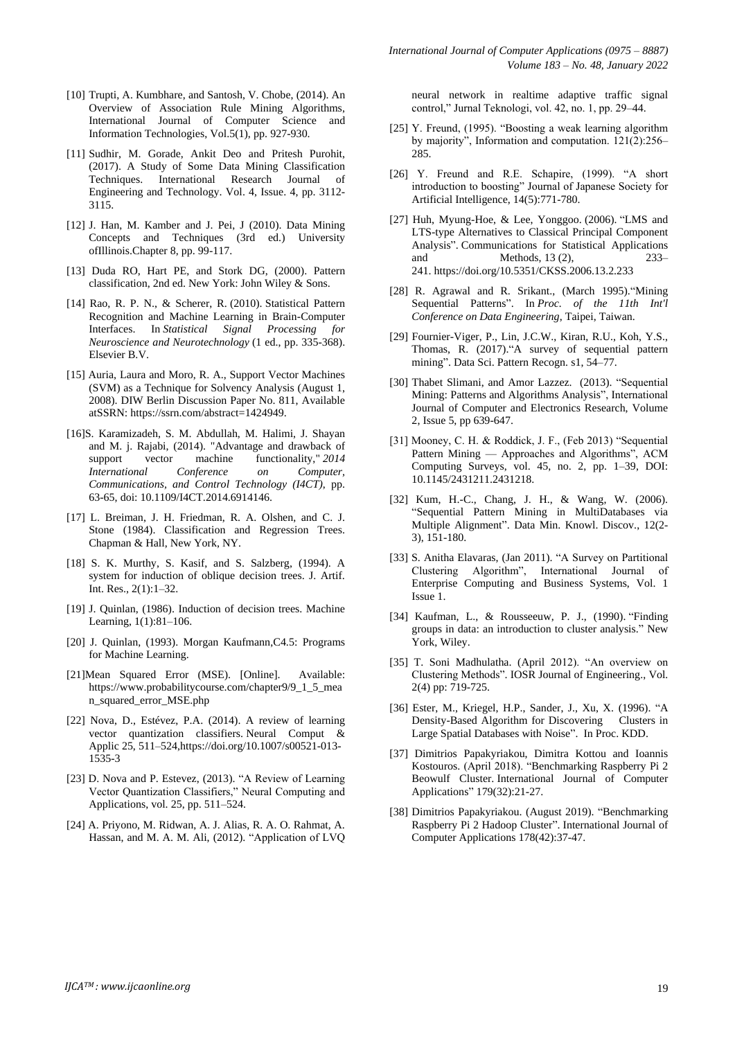[10] Trupti, A. Kumbhare, and Santosh, V. Chobe, (2014). An Overview of Association Rule Mining Algorithms, International Journal of Computer Science and Information Technologies, Vol.5(1), pp. 927-930.

[11] Sudhir, M. Gorade, Ankit Deo and Pritesh Purohit, (2017). A Study of Some Data Mining Classification Techniques. International Research Journal of Engineering and Technology. Vol. 4, Issue. 4, pp. 3112-3115.

[12] J. Han, M. Kamber and J. Pei, J (2010). Data Mining Concepts and Techniques (3rd ed.) University ofIllinois.Chapter 8, pp. 99-117.

[13] Duda RO, Hart PE, and Stork DG, (2000). Pattern classification, 2nd ed. New York: John Wiley & Sons.

[14] Rao, R. P. N., & Scherer, R. (2010). Statistical Pattern Recognition and Machine Learning in Brain-Computer Interfaces. In *Statistical Signal Processing for Neuroscience and Neurotechnology* (1 ed., pp. 335-368). Elsevier B.V.

[15] Auria, Laura and Moro, R. A., Support Vector Machines (SVM) as a Technique for Solvency Analysis (August 1, 2008). DIW Berlin Discussion Paper No. 811, Available atSSRN: https://ssrn.com/abstract=1424949.

[16]S. Karamizadeh, S. M. Abdullah, M. Halimi, J. Shayan and M. j. Rajabi, (2014). "Advantage and drawback of support vector machine functionality," *2014 International Conference on Computer, Communications, and Control Technology (I4CT)*, pp. 63-65, doi: 10.1109/I4CT.2014.6914146.

[17] L. Breiman, J. H. Friedman, R. A. Olshen, and C. J. Stone (1984). Classification and Regression Trees. Chapman & Hall, New York, NY.

[18] S. K. Murthy, S. Kasif, and S. Salzberg, (1994). A system for induction of oblique decision trees. J. Artif. Int. Res., 2(1):1–32.

[19] J. Quinlan, (1986). Induction of decision trees. Machine Learning, 1(1):81–106.

[20] J. Quinlan, (1993). Morgan Kaufmann,C4.5: Programs for Machine Learning.

[21]Mean Squared Error (MSE). [Online]. Available: https://www.probabilitycourse.com/chapter9/9_1_5_mean_squared_error_MSE.php

[22] Nova, D., Estévez, P.A. (2014). A review of learning vector quantization classifiers. Neural Comput & Applic 25, 511–524,https://doi.org/10.1007/s00521-013-1535-3

[23] D. Nova and P. Estevez, (2013). "A Review of Learning Vector Quantization Classifiers," Neural Computing and Applications, vol. 25, pp. 511–524.

[24] A. Priyono, M. Ridwan, A. J. Alias, R. A. O. Rahmat, A. Hassan, and M. A. M. Ali, (2012). "Application of LVQ neural network in realtime adaptive traffic signal control," Jurnal Teknologi, vol. 42, no. 1, pp. 29–44.

[25] Y. Freund, (1995). "Boosting a weak learning algorithm by majority", Information and computation. 121(2):256–285.

[26] Y. Freund and R.E. Schapire, (1999). "A short introduction to boosting" Journal of Japanese Society for Artificial Intelligence, 14(5):771-780.

[27] Huh, Myung-Hoe, & Lee, Yonggoo. (2006). "LMS and LTS-type Alternatives to Classical Principal Component Analysis". Communications for Statistical Applications and Methods, 13 (2), 233–241. https://doi.org/10.5351/CKSS.2006.13.2.233

[28] R. Agrawal and R. Srikant., (March 1995)."Mining Sequential Patterns". In *Proc. of the 11th Int'l Conference on Data Engineering*, Taipei, Taiwan.

[29] Fournier-Viger, P., Lin, J.C.W., Kiran, R.U., Koh, Y.S., Thomas, R. (2017)."A survey of sequential pattern mining". Data Sci. Pattern Recogn. s1, 54–77.

[30] Thabet Slimani, and Amor Lazzez. (2013). "Sequential Mining: Patterns and Algorithms Analysis", International Journal of Computer and Electronics Research, Volume 2, Issue 5, pp 639-647.

[31] Mooney, C. H. & Roddick, J. F., (Feb 2013) "Sequential Pattern Mining — Approaches and Algorithms", ACM Computing Surveys, vol. 45, no. 2, pp. 1–39, DOI: 10.1145/2431211.2431218.

[32] Kum, H.-C., Chang, J. H., & Wang, W. (2006). "Sequential Pattern Mining in MultiDatabases via Multiple Alignment". Data Min. Knowl. Discov., 12(2-3), 151-180.

[33] S. Anitha Elavaras, (Jan 2011). "A Survey on Partitional Clustering Algorithm", International Journal of Enterprise Computing and Business Systems, Vol. 1 Issue 1.

[34] Kaufman, L., & Rousseeuw, P. J., (1990). "Finding groups in data: an introduction to cluster analysis." New York, Wiley.

[35] T. Soni Madhulatha. (April 2012). "An overview on Clustering Methods". IOSR Journal of Engineering., Vol. 2(4) pp: 719-725.

[36] Ester, M., Kriegel, H.P., Sander, J., Xu, X. (1996). "A Density-Based Algorithm for Discovering Clusters in Large Spatial Databases with Noise". In Proc. KDD.

[37] Dimitrios Papakyriakou, Dimitra Kottou and Ioannis Kostouros. (April 2018). "Benchmarking Raspberry Pi 2 Beowulf Cluster. International Journal of Computer Applications" 179(32):21-27.

[38] Dimitrios Papakyriakou. (August 2019). "Benchmarking Raspberry Pi 2 Hadoop Cluster". International Journal of Computer Applications 178(42):37-47.